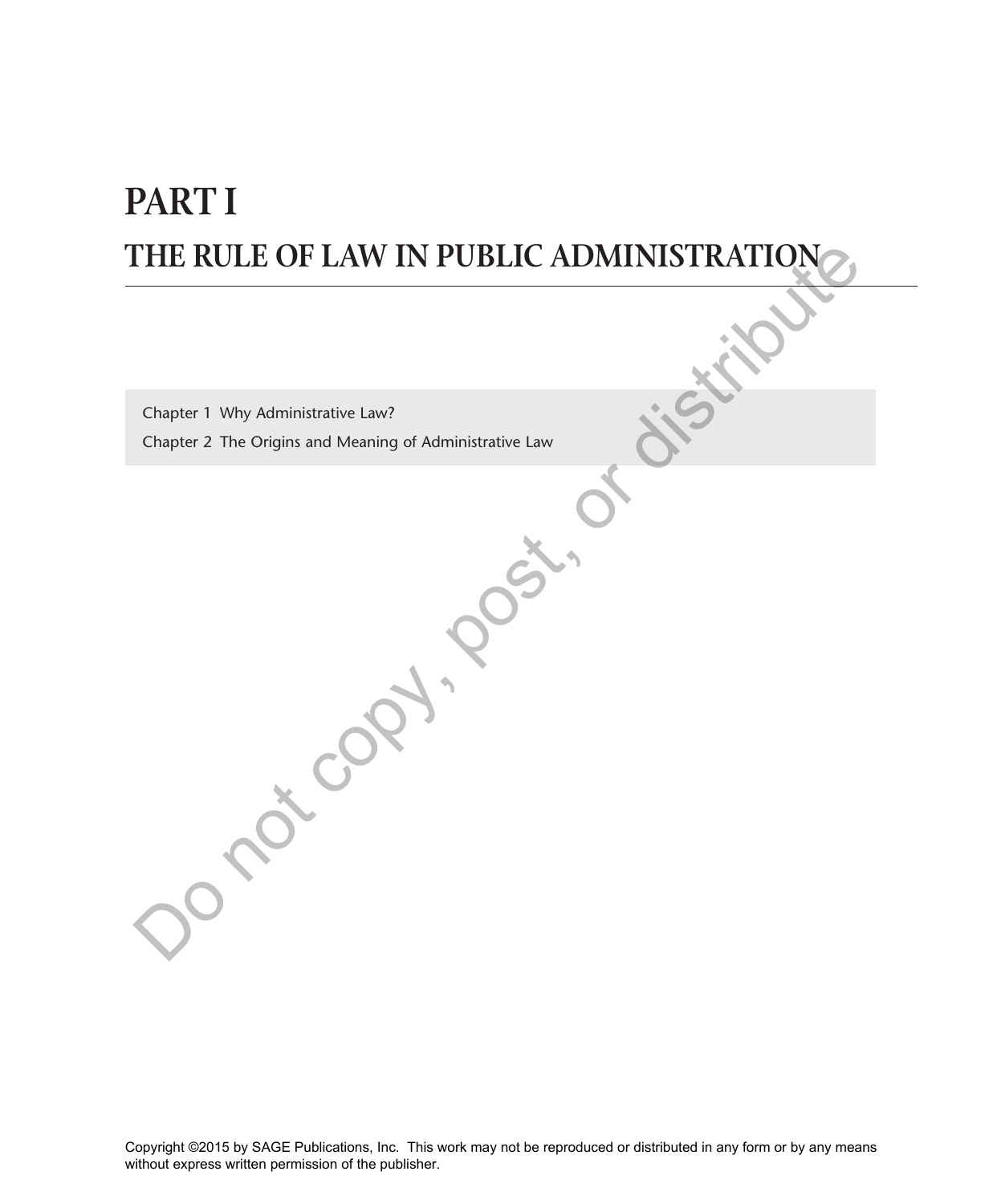# PART I

## THE RULE OF LAW IN PUBLIC ADMINISTRATION

Chapter 1 Why Administrative Law?

Chapter 2 The Origins and Meaning of Administrative Law

Copyright ©2015 by SAGE Publications, Inc. This work may not be reproduced or distributed in any form or by any means without express written permission of the publisher.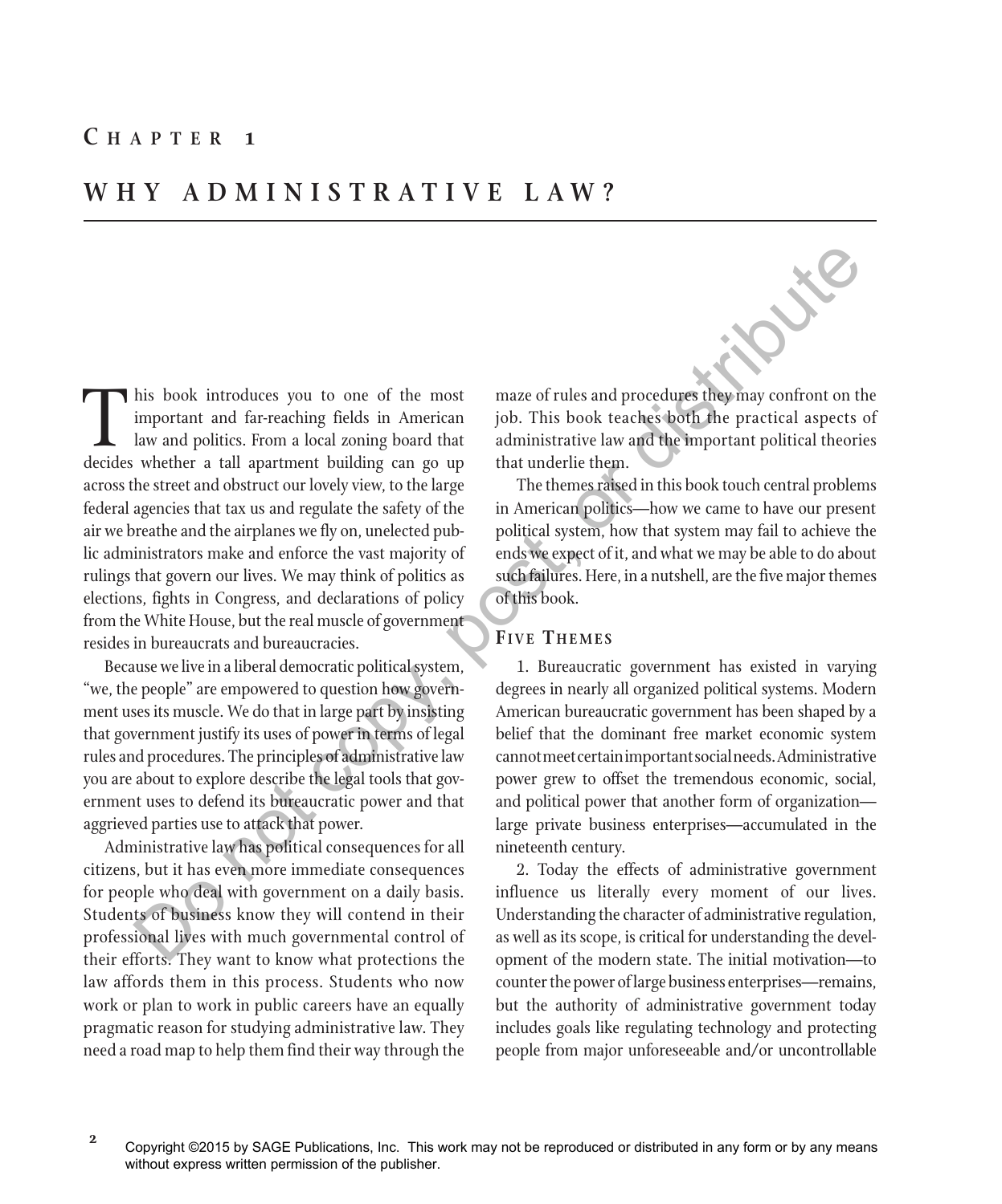# Chapter 1

# WHY ADMINISTRATIVE LAW?

This book introduces you to one of the most important and far-reaching fields in American law and politics. From a local zoning board that decides whether a tall apartment building can go up across the street and obstruct our lovely view, to the large federal agencies that tax us and regulate the safety of the air we breathe and the airplanes we fly on, unelected public administrators make and enforce the vast majority of rulings that govern our lives. We may think of politics as elections, fights in Congress, and declarations of policy from the White House, but the real muscle of government resides in bureaucrats and bureaucracies.

Because we live in a liberal democratic political system, "we, the people" are empowered to question how government uses its muscle. We do that in large part by insisting that government justify its uses of power in terms of legal rules and procedures. The principles of administrative law you are about to explore describe the legal tools that government uses to defend its bureaucratic power and that aggrieved parties use to attack that power.

Administrative law has political consequences for all citizens, but it has even more immediate consequences for people who deal with government on a daily basis. Students of business know they will contend in their professional lives with much governmental control of their efforts. They want to know what protections the law affords them in this process. Students who now work or plan to work in public careers have an equally pragmatic reason for studying administrative law. They need a road map to help them find their way through the maze of rules and procedures they may confront on the job. This book teaches both the practical aspects of administrative law and the important political theories that underlie them.

The themes raised in this book touch central problems in American politics—how we came to have our present political system, how that system may fail to achieve the ends we expect of it, and what we may be able to do about such failures. Here, in a nutshell, are the five major themes of this book.

## Five Themes

1. Bureaucratic government has existed in varying degrees in nearly all organized political systems. Modern American bureaucratic government has been shaped by a belief that the dominant free market economic system cannot meet certain important social needs. Administrative power grew to offset the tremendous economic, social, and political power that another form of organization—large private business enterprises—accumulated in the nineteenth century.

2. Today the effects of administrative government influence us literally every moment of our lives. Understanding the character of administrative regulation, as well as its scope, is critical for understanding the development of the modern state. The initial motivation—to counter the power of large business enterprises—remains, but the authority of administrative government today includes goals like regulating technology and protecting people from major unforeseeable and/or uncontrollable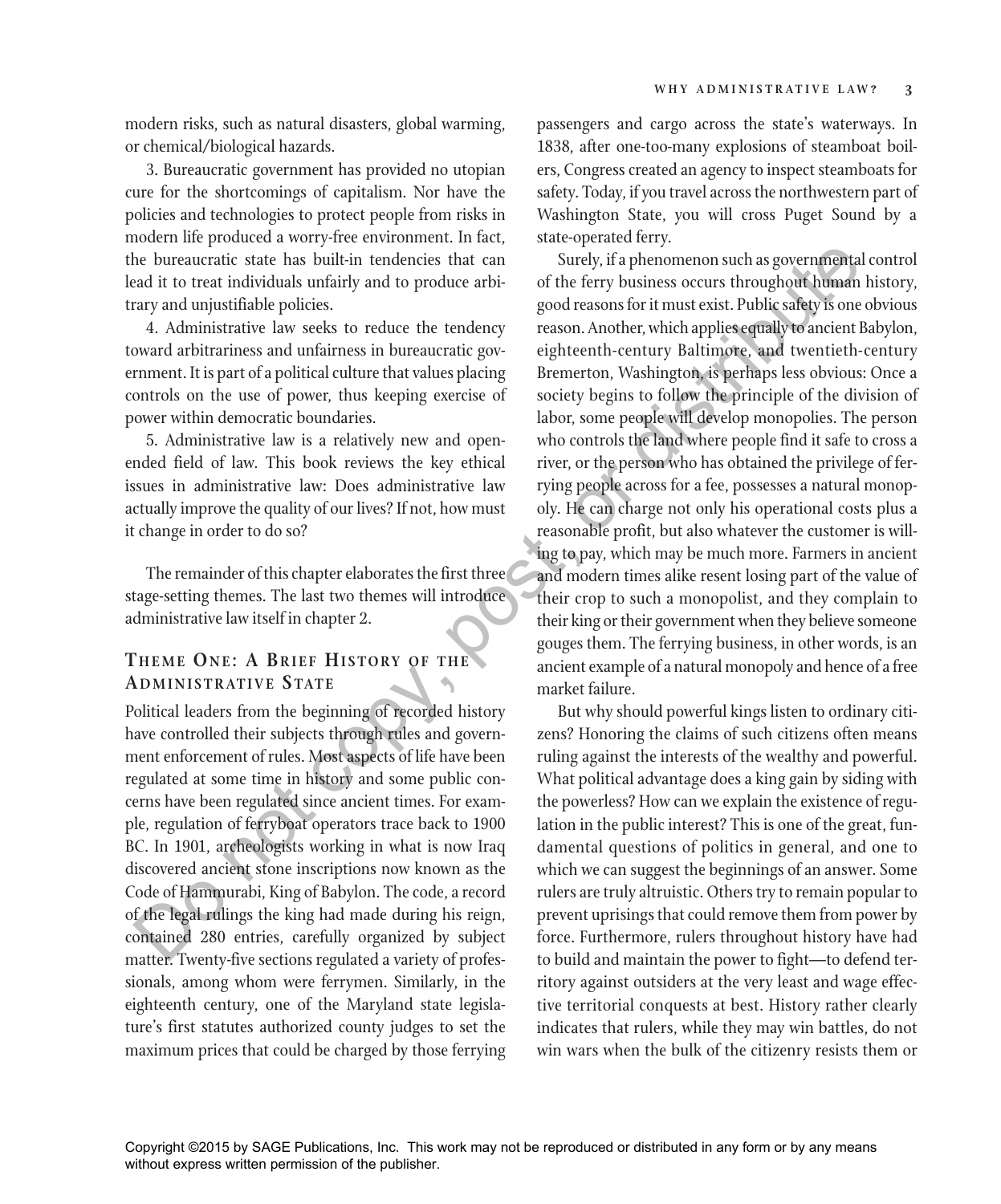modern risks, such as natural disasters, global warming, or chemical/biological hazards.

3. Bureaucratic government has provided no utopian cure for the shortcomings of capitalism. Nor have the policies and technologies to protect people from risks in modern life produced a worry-free environment. In fact, the bureaucratic state has built-in tendencies that can lead it to treat individuals unfairly and to produce arbitrary and unjustifiable policies.

4. Administrative law seeks to reduce the tendency toward arbitrariness and unfairness in bureaucratic government. It is part of a political culture that values placing controls on the use of power, thus keeping exercise of power within democratic boundaries.

5. Administrative law is a relatively new and open-ended field of law. This book reviews the key ethical issues in administrative law: Does administrative law actually improve the quality of our lives? If not, how must it change in order to do so?

The remainder of this chapter elaborates the first three stage-setting themes. The last two themes will introduce administrative law itself in chapter 2.

## Theme One: A Brief History of the Administrative State

Political leaders from the beginning of recorded history have controlled their subjects through rules and government enforcement of rules. Most aspects of life have been regulated at some time in history and some public concerns have been regulated since ancient times. For example, regulation of ferryboat operators trace back to 1900 BC. In 1901, archeologists working in what is now Iraq discovered ancient stone inscriptions now known as the Code of Hammurabi, King of Babylon. The code, a record of the legal rulings the king had made during his reign, contained 280 entries, carefully organized by subject matter. Twenty-five sections regulated a variety of professionals, among whom were ferrymen. Similarly, in the eighteenth century, one of the Maryland state legislature's first statutes authorized county judges to set the maximum prices that could be charged by those ferrying passengers and cargo across the state's waterways. In 1838, after one-too-many explosions of steamboat boilers, Congress created an agency to inspect steamboats for safety. Today, if you travel across the northwestern part of Washington State, you will cross Puget Sound by a state-operated ferry.

Surely, if a phenomenon such as governmental control of the ferry business occurs throughout human history, good reasons for it must exist. Public safety is one obvious reason. Another, which applies equally to ancient Babylon, eighteenth-century Baltimore, and twentieth-century Bremerton, Washington, is perhaps less obvious: Once a society begins to follow the principle of the division of labor, some people will develop monopolies. The person who controls the land where people find it safe to cross a river, or the person who has obtained the privilege of ferrying people across for a fee, possesses a natural monopoly. He can charge not only his operational costs plus a reasonable profit, but also whatever the customer is willing to pay, which may be much more. Farmers in ancient and modern times alike resent losing part of the value of their crop to such a monopolist, and they complain to their king or their government when they believe someone gouges them. The ferrying business, in other words, is an ancient example of a natural monopoly and hence of a free market failure.

But why should powerful kings listen to ordinary citizens? Honoring the claims of such citizens often means ruling against the interests of the wealthy and powerful. What political advantage does a king gain by siding with the powerless? How can we explain the existence of regulation in the public interest? This is one of the great, fundamental questions of politics in general, and one to which we can suggest the beginnings of an answer. Some rulers are truly altruistic. Others try to remain popular to prevent uprisings that could remove them from power by force. Furthermore, rulers throughout history have had to build and maintain the power to fight—to defend territory against outsiders at the very least and wage effective territorial conquests at best. History rather clearly indicates that rulers, while they may win battles, do not win wars when the bulk of the citizenry resists them or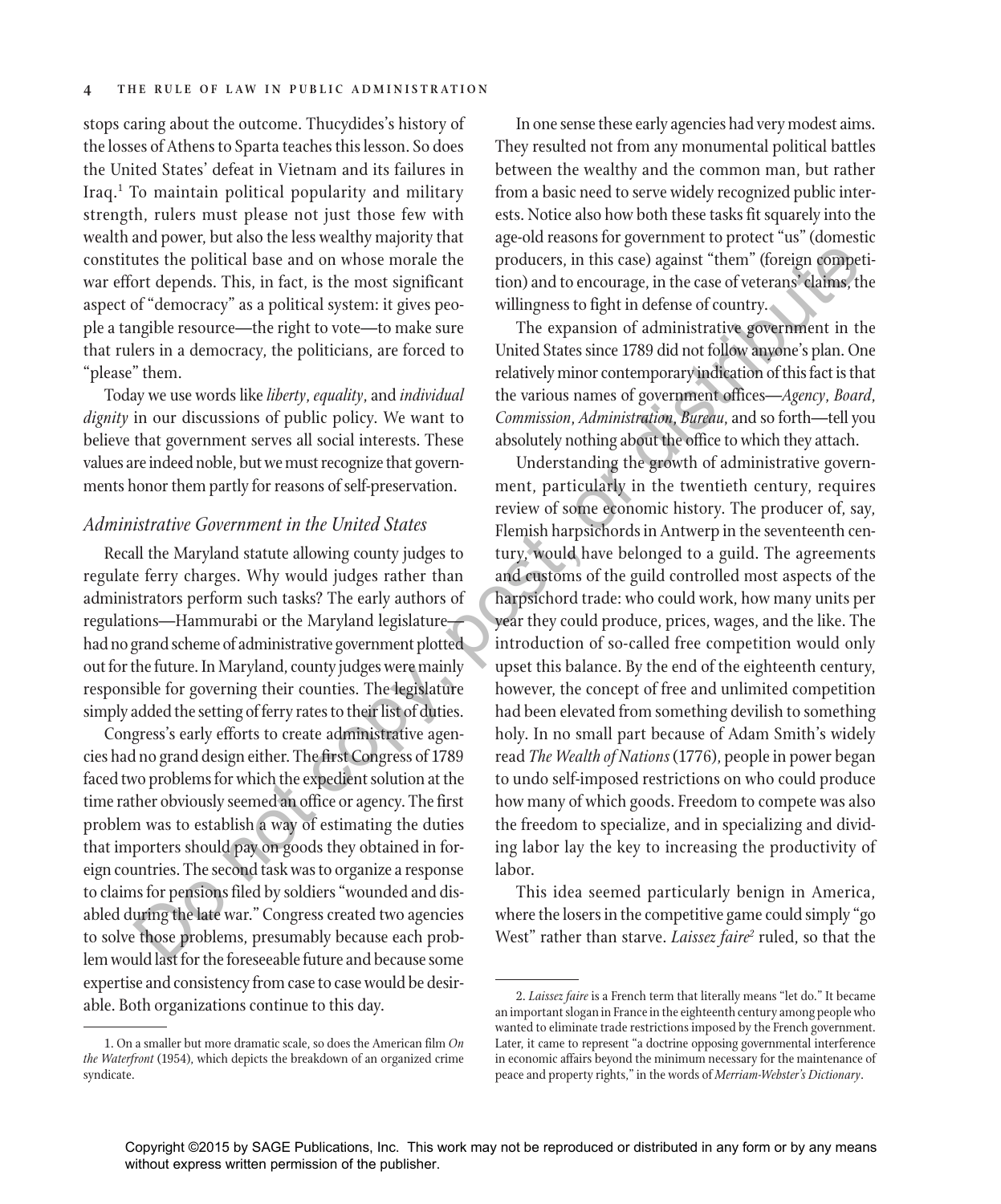stops caring about the outcome. Thucydides's history of the losses of Athens to Sparta teaches this lesson. So does the United States' defeat in Vietnam and its failures in Iraq.[1] To maintain political popularity and military strength, rulers must please not just those few with wealth and power, but also the less wealthy majority that constitutes the political base and on whose morale the war effort depends. This, in fact, is the most significant aspect of "democracy" as a political system: it gives people a tangible resource—the right to vote—to make sure that rulers in a democracy, the politicians, are forced to "please" them.

Today we use words like *liberty*, *equality*, and *individual dignity* in our discussions of public policy. We want to believe that government serves all social interests. These values are indeed noble, but we must recognize that governments honor them partly for reasons of self-preservation.

### *Administrative Government in the United States*

Recall the Maryland statute allowing county judges to regulate ferry charges. Why would judges rather than administrators perform such tasks? The early authors of regulations—Hammurabi or the Maryland legislature—had no grand scheme of administrative government plotted out for the future. In Maryland, county judges were mainly responsible for governing their counties. The legislature simply added the setting of ferry rates to their list of duties.

Congress's early efforts to create administrative agencies had no grand design either. The first Congress of 1789 faced two problems for which the expedient solution at the time rather obviously seemed an office or agency. The first problem was to establish a way of estimating the duties that importers should pay on goods they obtained in foreign countries. The second task was to organize a response to claims for pensions filed by soldiers "wounded and disabled during the late war." Congress created two agencies to solve those problems, presumably because each problem would last for the foreseeable future and because some expertise and consistency from case to case would be desirable. Both organizations continue to this day.

In one sense these early agencies had very modest aims. They resulted not from any monumental political battles between the wealthy and the common man, but rather from a basic need to serve widely recognized public interests. Notice also how both these tasks fit squarely into the age-old reasons for government to protect "us" (domestic producers, in this case) against "them" (foreign competition) and to encourage, in the case of veterans' claims, the willingness to fight in defense of country.

The expansion of administrative government in the United States since 1789 did not follow anyone's plan. One relatively minor contemporary indication of this fact is that the various names of government offices—*Agency*, *Board*, *Commission*, *Administration*, *Bureau*, and so forth—tell you absolutely nothing about the office to which they attach.

Understanding the growth of administrative government, particularly in the twentieth century, requires review of some economic history. The producer of, say, Flemish harpsichords in Antwerp in the seventeenth century, would have belonged to a guild. The agreements and customs of the guild controlled most aspects of the harpsichord trade: who could work, how many units per year they could produce, prices, wages, and the like. The introduction of so-called free competition would only upset this balance. By the end of the eighteenth century, however, the concept of free and unlimited competition had been elevated from something devilish to something holy. In no small part because of Adam Smith's widely read *The Wealth of Nations* (1776), people in power began to undo self-imposed restrictions on who could produce how many of which goods. Freedom to compete was also the freedom to specialize, and in specializing and dividing labor lay the key to increasing the productivity of labor.

This idea seemed particularly benign in America, where the losers in the competitive game could simply "go West" rather than starve. *Laissez faire*[2] ruled, so that the

---

1. On a smaller but more dramatic scale, so does the American film *On the Waterfront* (1954), which depicts the breakdown of an organized crime syndicate.

2. *Laissez faire* is a French term that literally means "let do." It became an important slogan in France in the eighteenth century among people who wanted to eliminate trade restrictions imposed by the French government. Later, it came to represent "a doctrine opposing governmental interference in economic affairs beyond the minimum necessary for the maintenance of peace and property rights," in the words of *Merriam-Webster's Dictionary*.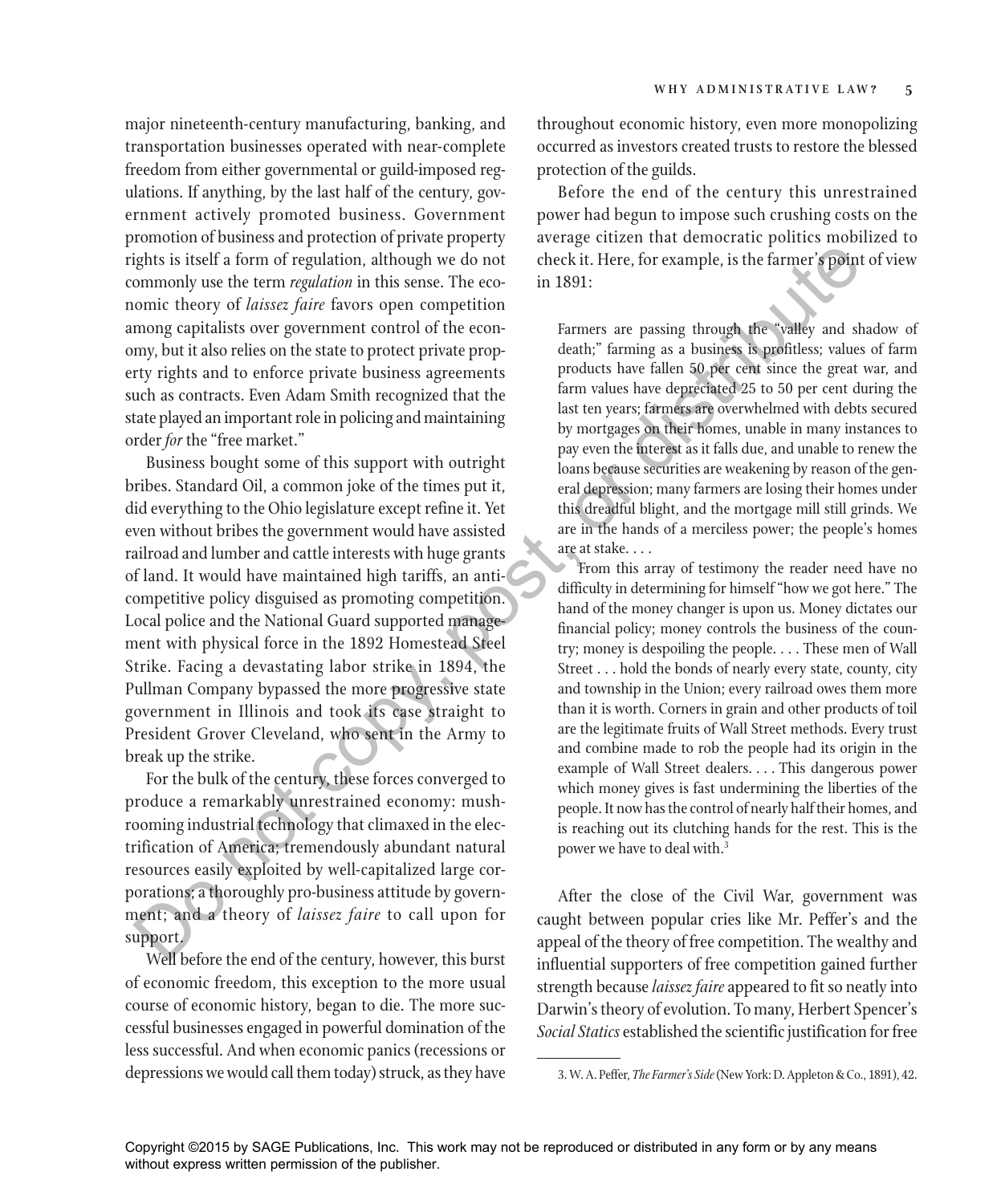major nineteenth-century manufacturing, banking, and transportation businesses operated with near-complete freedom from either governmental or guild-imposed regulations. If anything, by the last half of the century, government actively promoted business. Government promotion of business and protection of private property rights is itself a form of regulation, although we do not commonly use the term *regulation* in this sense. The economic theory of *laissez faire* favors open competition among capitalists over government control of the economy, but it also relies on the state to protect private property rights and to enforce private business agreements such as contracts. Even Adam Smith recognized that the state played an important role in policing and maintaining order *for* the "free market."

Business bought some of this support with outright bribes. Standard Oil, a common joke of the times put it, did everything to the Ohio legislature except refine it. Yet even without bribes the government would have assisted railroad and lumber and cattle interests with huge grants of land. It would have maintained high tariffs, an anticompetitive policy disguised as promoting competition. Local police and the National Guard supported management with physical force in the 1892 Homestead Steel Strike. Facing a devastating labor strike in 1894, the Pullman Company bypassed the more progressive state government in Illinois and took its case straight to President Grover Cleveland, who sent in the Army to break up the strike.

For the bulk of the century, these forces converged to produce a remarkably unrestrained economy: mushrooming industrial technology that climaxed in the electrification of America; tremendously abundant natural resources easily exploited by well-capitalized large corporations; a thoroughly pro-business attitude by government; and a theory of *laissez faire* to call upon for support.

Well before the end of the century, however, this burst of economic freedom, this exception to the more usual course of economic history, began to die. The more successful businesses engaged in powerful domination of the less successful. And when economic panics (recessions or depressions we would call them today) struck, as they have throughout economic history, even more monopolizing occurred as investors created trusts to restore the blessed protection of the guilds.

Before the end of the century this unrestrained power had begun to impose such crushing costs on the average citizen that democratic politics mobilized to check it. Here, for example, is the farmer's point of view in 1891:

> Farmers are passing through the "valley and shadow of death;" farming as a business is profitless; values of farm products have fallen 50 per cent since the great war, and farm values have depreciated 25 to 50 per cent during the last ten years; farmers are overwhelmed with debts secured by mortgages on their homes, unable in many instances to pay even the interest as it falls due, and unable to renew the loans because securities are weakening by reason of the general depression; many farmers are losing their homes under this dreadful blight, and the mortgage mill still grinds. We are in the hands of a merciless power; the people's homes are at stake. . . .
>
> From this array of testimony the reader need have no difficulty in determining for himself "how we got here." The hand of the money changer is upon us. Money dictates our financial policy; money controls the business of the country; money is despoiling the people. . . . These men of Wall Street . . . hold the bonds of nearly every state, county, city and township in the Union; every railroad owes them more than it is worth. Corners in grain and other products of toil are the legitimate fruits of Wall Street methods. Every trust and combine made to rob the people had its origin in the example of Wall Street dealers. . . . This dangerous power which money gives is fast undermining the liberties of the people. It now has the control of nearly half their homes, and is reaching out its clutching hands for the rest. This is the power we have to deal with.[3]

After the close of the Civil War, government was caught between popular cries like Mr. Peffer's and the appeal of the theory of free competition. The wealthy and influential supporters of free competition gained further strength because *laissez faire* appeared to fit so neatly into Darwin's theory of evolution. To many, Herbert Spencer's *Social Statics* established the scientific justification for free

3. W. A. Peffer, *The Farmer's Side* (New York: D. Appleton & Co., 1891), 42.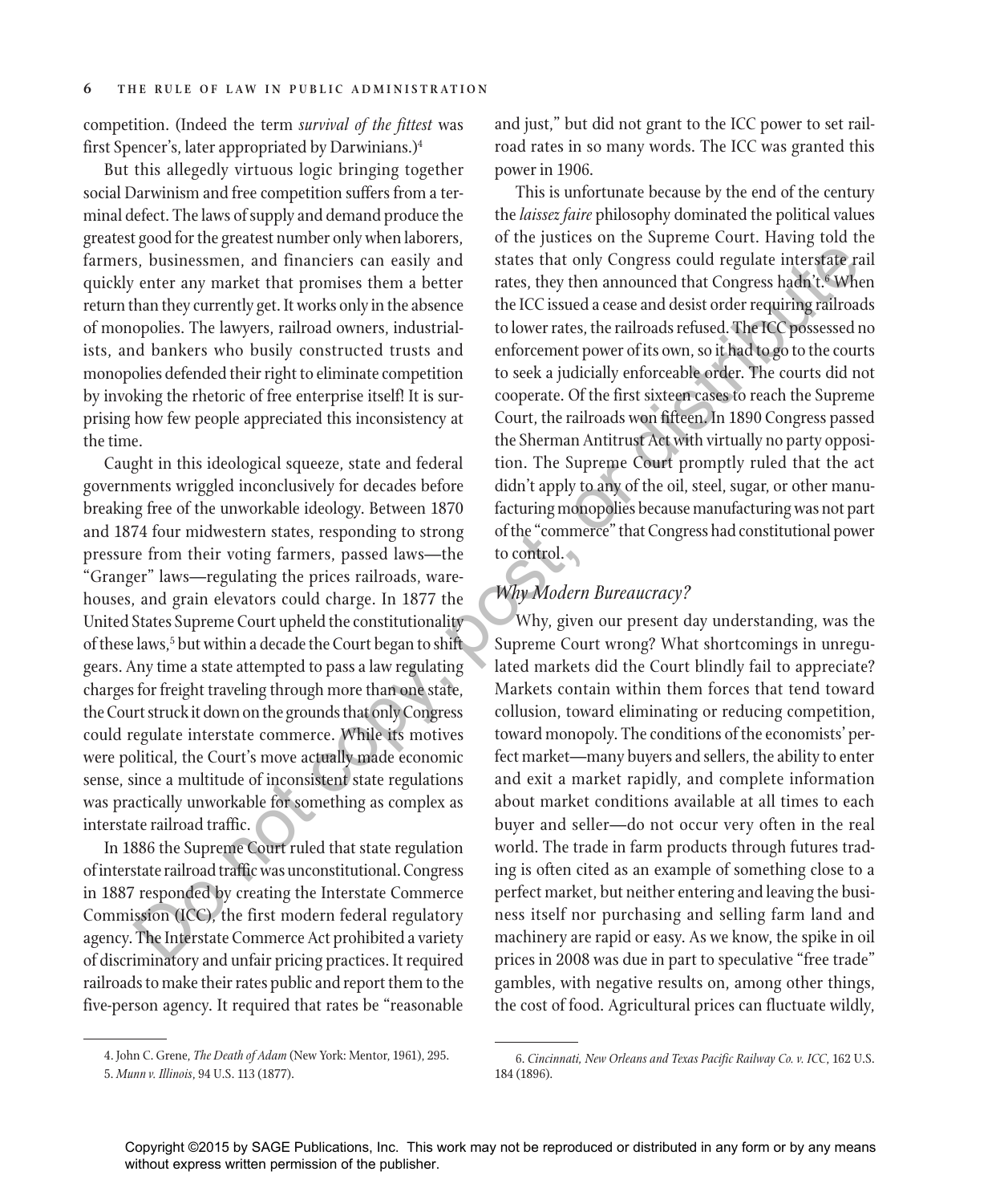competition. (Indeed the term *survival of the fittest* was first Spencer's, later appropriated by Darwinians.)[4]

But this allegedly virtuous logic bringing together social Darwinism and free competition suffers from a terminal defect. The laws of supply and demand produce the greatest good for the greatest number only when laborers, farmers, businessmen, and financiers can easily and quickly enter any market that promises them a better return than they currently get. It works only in the absence of monopolies. The lawyers, railroad owners, industrialists, and bankers who busily constructed trusts and monopolies defended their right to eliminate competition by invoking the rhetoric of free enterprise itself! It is surprising how few people appreciated this inconsistency at the time.

Caught in this ideological squeeze, state and federal governments wriggled inconclusively for decades before breaking free of the unworkable ideology. Between 1870 and 1874 four midwestern states, responding to strong pressure from their voting farmers, passed laws—the "Granger" laws—regulating the prices railroads, warehouses, and grain elevators could charge. In 1877 the United States Supreme Court upheld the constitutionality of these laws,[5] but within a decade the Court began to shift gears. Any time a state attempted to pass a law regulating charges for freight traveling through more than one state, the Court struck it down on the grounds that only Congress could regulate interstate commerce. While its motives were political, the Court's move actually made economic sense, since a multitude of inconsistent state regulations was practically unworkable for something as complex as interstate railroad traffic.

In 1886 the Supreme Court ruled that state regulation of interstate railroad traffic was unconstitutional. Congress in 1887 responded by creating the Interstate Commerce Commission (ICC), the first modern federal regulatory agency. The Interstate Commerce Act prohibited a variety of discriminatory and unfair pricing practices. It required railroads to make their rates public and report them to the five-person agency. It required that rates be "reasonable and just," but did not grant to the ICC power to set railroad rates in so many words. The ICC was granted this power in 1906.

This is unfortunate because by the end of the century the *laissez faire* philosophy dominated the political values of the justices on the Supreme Court. Having told the states that only Congress could regulate interstate rail rates, they then announced that Congress hadn't.[6] When the ICC issued a cease and desist order requiring railroads to lower rates, the railroads refused. The ICC possessed no enforcement power of its own, so it had to go to the courts to seek a judicially enforceable order. The courts did not cooperate. Of the first sixteen cases to reach the Supreme Court, the railroads won fifteen. In 1890 Congress passed the Sherman Antitrust Act with virtually no party opposition. The Supreme Court promptly ruled that the act didn't apply to any of the oil, steel, sugar, or other manufacturing monopolies because manufacturing was not part of the "commerce" that Congress had constitutional power to control.

## *Why Modern Bureaucracy?*

Why, given our present day understanding, was the Supreme Court wrong? What shortcomings in unregulated markets did the Court blindly fail to appreciate? Markets contain within them forces that tend toward collusion, toward eliminating or reducing competition, toward monopoly. The conditions of the economists' perfect market—many buyers and sellers, the ability to enter and exit a market rapidly, and complete information about market conditions available at all times to each buyer and seller—do not occur very often in the real world. The trade in farm products through futures trading is often cited as an example of something close to a perfect market, but neither entering and leaving the business itself nor purchasing and selling farm land and machinery are rapid or easy. As we know, the spike in oil prices in 2008 was due in part to speculative "free trade" gambles, with negative results on, among other things, the cost of food. Agricultural prices can fluctuate wildly,

---

4. John C. Grene, *The Death of Adam* (New York: Mentor, 1961), 295.

5. *Munn v. Illinois*, 94 U.S. 113 (1877).

6. *Cincinnati, New Orleans and Texas Pacific Railway Co. v. ICC*, 162 U.S. 184 (1896).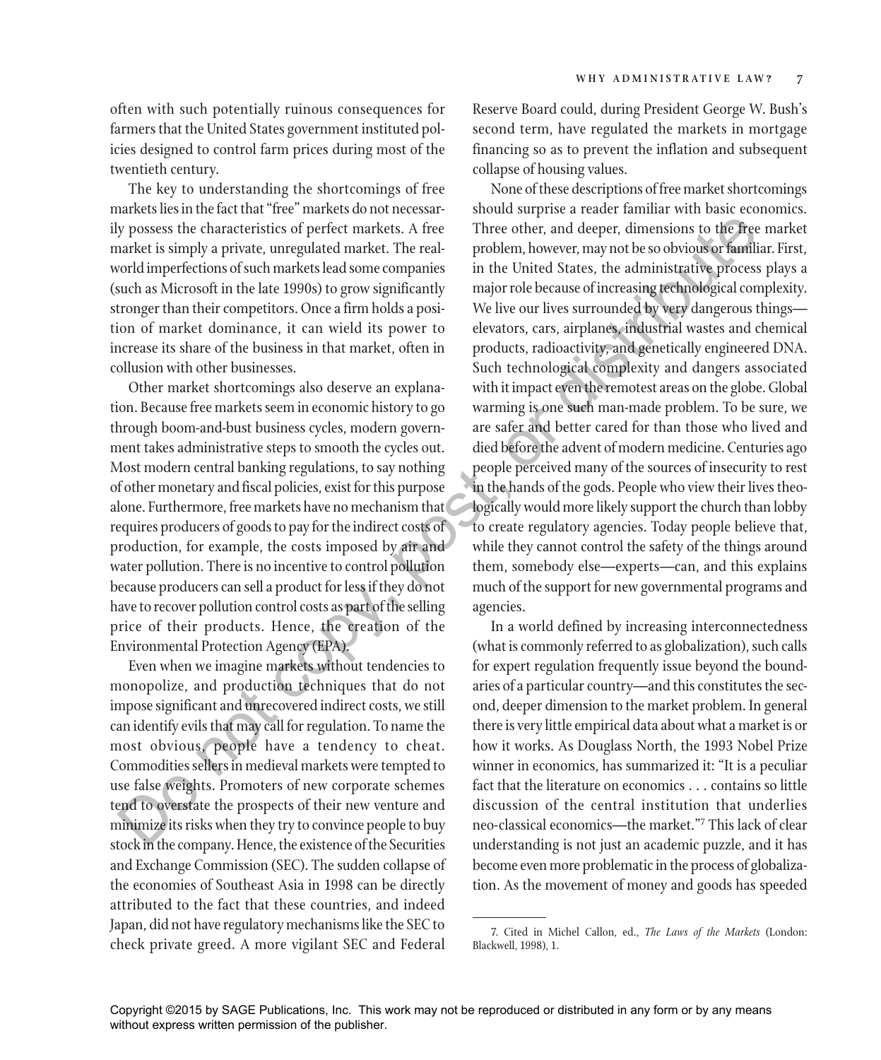often with such potentially ruinous consequences for farmers that the United States government instituted policies designed to control farm prices during most of the twentieth century.

The key to understanding the shortcomings of free markets lies in the fact that "free" markets do not necessarily possess the characteristics of perfect markets. A free market is simply a private, unregulated market. The real-world imperfections of such markets lead some companies (such as Microsoft in the late 1990s) to grow significantly stronger than their competitors. Once a firm holds a position of market dominance, it can wield its power to increase its share of the business in that market, often in collusion with other businesses.

Other market shortcomings also deserve an explanation. Because free markets seem in economic history to go through boom-and-bust business cycles, modern government takes administrative steps to smooth the cycles out. Most modern central banking regulations, to say nothing of other monetary and fiscal policies, exist for this purpose alone. Furthermore, free markets have no mechanism that requires producers of goods to pay for the indirect costs of production, for example, the costs imposed by air and water pollution. There is no incentive to control pollution because producers can sell a product for less if they do not have to recover pollution control costs as part of the selling price of their products. Hence, the creation of the Environmental Protection Agency (EPA).

Even when we imagine markets without tendencies to monopolize, and production techniques that do not impose significant and unrecovered indirect costs, we still can identify evils that may call for regulation. To name the most obvious, people have a tendency to cheat. Commodities sellers in medieval markets were tempted to use false weights. Promoters of new corporate schemes tend to overstate the prospects of their new venture and minimize its risks when they try to convince people to buy stock in the company. Hence, the existence of the Securities and Exchange Commission (SEC). The sudden collapse of the economies of Southeast Asia in 1998 can be directly attributed to the fact that these countries, and indeed Japan, did not have regulatory mechanisms like the SEC to check private greed. A more vigilant SEC and Federal Reserve Board could, during President George W. Bush's second term, have regulated the markets in mortgage financing so as to prevent the inflation and subsequent collapse of housing values.

None of these descriptions of free market shortcomings should surprise a reader familiar with basic economics. Three other, and deeper, dimensions to the free market problem, however, may not be so obvious or familiar. First, in the United States, the administrative process plays a major role because of increasing technological complexity. We live our lives surrounded by very dangerous things—elevators, cars, airplanes, industrial wastes and chemical products, radioactivity, and genetically engineered DNA. Such technological complexity and dangers associated with it impact even the remotest areas on the globe. Global warming is one such man-made problem. To be sure, we are safer and better cared for than those who lived and died before the advent of modern medicine. Centuries ago people perceived many of the sources of insecurity to rest in the hands of the gods. People who view their lives theologically would more likely support the church than lobby to create regulatory agencies. Today people believe that, while they cannot control the safety of the things around them, somebody else—experts—can, and this explains much of the support for new governmental programs and agencies.

In a world defined by increasing interconnectedness (what is commonly referred to as globalization), such calls for expert regulation frequently issue beyond the boundaries of a particular country—and this constitutes the second, deeper dimension to the market problem. In general there is very little empirical data about what a market is or how it works. As Douglass North, the 1993 Nobel Prize winner in economics, has summarized it: "It is a peculiar fact that the literature on economics . . . contains so little discussion of the central institution that underlies neo-classical economics—the market."[7] This lack of clear understanding is not just an academic puzzle, and it has become even more problematic in the process of globalization. As the movement of money and goods has speeded

---

7. Cited in Michel Callon, ed., *The Laws of the Markets* (London: Blackwell, 1998), 1.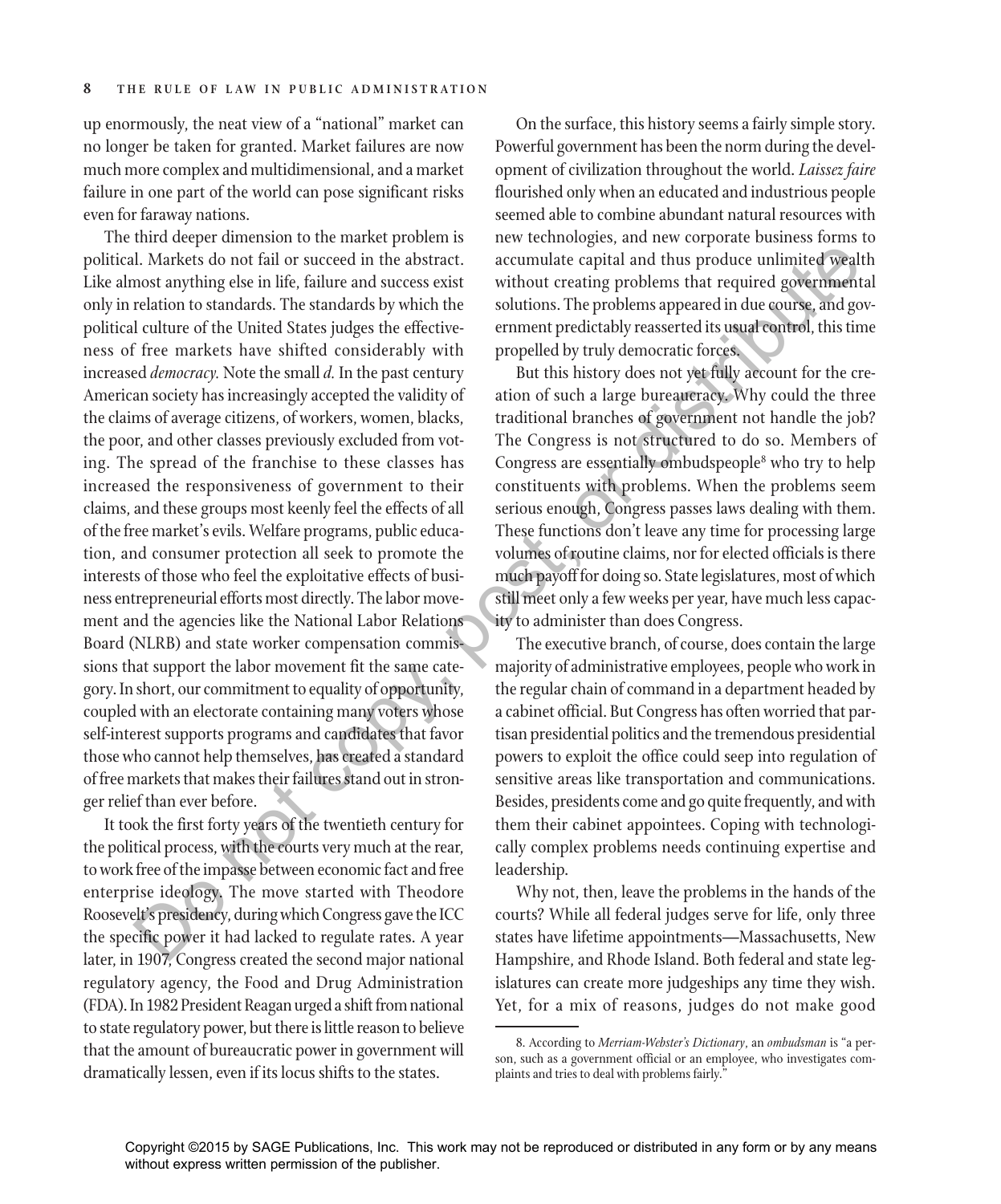up enormously, the neat view of a "national" market can no longer be taken for granted. Market failures are now much more complex and multidimensional, and a market failure in one part of the world can pose significant risks even for faraway nations.

The third deeper dimension to the market problem is political. Markets do not fail or succeed in the abstract. Like almost anything else in life, failure and success exist only in relation to standards. The standards by which the political culture of the United States judges the effectiveness of free markets have shifted considerably with increased *democracy.* Note the small *d.* In the past century American society has increasingly accepted the validity of the claims of average citizens, of workers, women, blacks, the poor, and other classes previously excluded from voting. The spread of the franchise to these classes has increased the responsiveness of government to their claims, and these groups most keenly feel the effects of all of the free market's evils. Welfare programs, public education, and consumer protection all seek to promote the interests of those who feel the exploitative effects of business entrepreneurial efforts most directly. The labor movement and the agencies like the National Labor Relations Board (NLRB) and state worker compensation commissions that support the labor movement fit the same category. In short, our commitment to equality of opportunity, coupled with an electorate containing many voters whose self-interest supports programs and candidates that favor those who cannot help themselves, has created a standard of free markets that makes their failures stand out in stronger relief than ever before.

It took the first forty years of the twentieth century for the political process, with the courts very much at the rear, to work free of the impasse between economic fact and free enterprise ideology. The move started with Theodore Roosevelt's presidency, during which Congress gave the ICC the specific power it had lacked to regulate rates. A year later, in 1907, Congress created the second major national regulatory agency, the Food and Drug Administration (FDA). In 1982 President Reagan urged a shift from national to state regulatory power, but there is little reason to believe that the amount of bureaucratic power in government will dramatically lessen, even if its locus shifts to the states.

On the surface, this history seems a fairly simple story. Powerful government has been the norm during the development of civilization throughout the world. *Laissez faire* flourished only when an educated and industrious people seemed able to combine abundant natural resources with new technologies, and new corporate business forms to accumulate capital and thus produce unlimited wealth without creating problems that required governmental solutions. The problems appeared in due course, and government predictably reasserted its usual control, this time propelled by truly democratic forces.

But this history does not yet fully account for the creation of such a large bureaucracy. Why could the three traditional branches of government not handle the job? The Congress is not structured to do so. Members of Congress are essentially ombudspeople[8] who try to help constituents with problems. When the problems seem serious enough, Congress passes laws dealing with them. These functions don't leave any time for processing large volumes of routine claims, nor for elected officials is there much payoff for doing so. State legislatures, most of which still meet only a few weeks per year, have much less capacity to administer than does Congress.

The executive branch, of course, does contain the large majority of administrative employees, people who work in the regular chain of command in a department headed by a cabinet official. But Congress has often worried that partisan presidential politics and the tremendous presidential powers to exploit the office could seep into regulation of sensitive areas like transportation and communications. Besides, presidents come and go quite frequently, and with them their cabinet appointees. Coping with technologically complex problems needs continuing expertise and leadership.

Why not, then, leave the problems in the hands of the courts? While all federal judges serve for life, only three states have lifetime appointments—Massachusetts, New Hampshire, and Rhode Island. Both federal and state legislatures can create more judgeships any time they wish. Yet, for a mix of reasons, judges do not make good

8. According to *Merriam-Webster's Dictionary*, an *ombudsman* is "a person, such as a government official or an employee, who investigates complaints and tries to deal with problems fairly."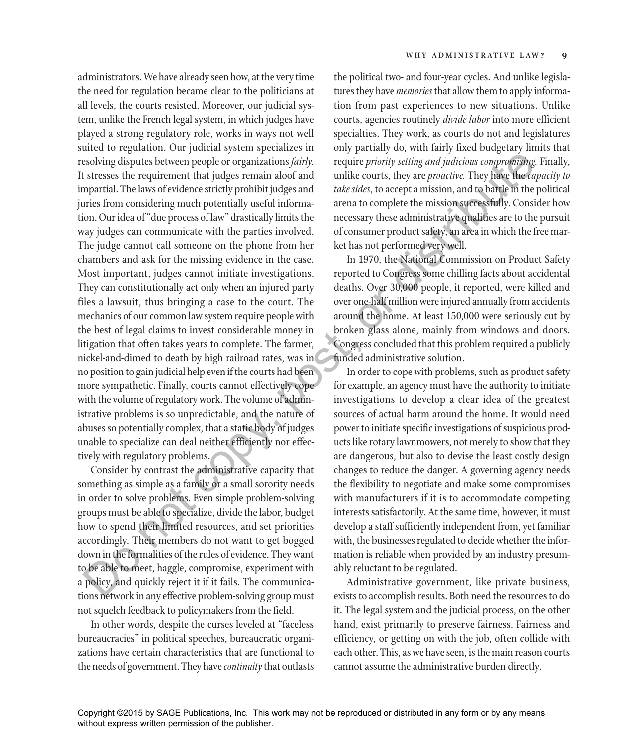administrators. We have already seen how, at the very time the need for regulation became clear to the politicians at all levels, the courts resisted. Moreover, our judicial system, unlike the French legal system, in which judges have played a strong regulatory role, works in ways not well suited to regulation. Our judicial system specializes in resolving disputes between people or organizations *fairly.* It stresses the requirement that judges remain aloof and impartial. The laws of evidence strictly prohibit judges and juries from considering much potentially useful information. Our idea of "due process of law" drastically limits the way judges can communicate with the parties involved. The judge cannot call someone on the phone from her chambers and ask for the missing evidence in the case. Most important, judges cannot initiate investigations. They can constitutionally act only when an injured party files a lawsuit, thus bringing a case to the court. The mechanics of our common law system require people with the best of legal claims to invest considerable money in litigation that often takes years to complete. The farmer, nickel-and-dimed to death by high railroad rates, was in no position to gain judicial help even if the courts had been more sympathetic. Finally, courts cannot effectively cope with the volume of regulatory work. The volume of administrative problems is so unpredictable, and the nature of abuses so potentially complex, that a static body of judges unable to specialize can deal neither efficiently nor effectively with regulatory problems.

Consider by contrast the administrative capacity that something as simple as a family or a small sorority needs in order to solve problems. Even simple problem-solving groups must be able to specialize, divide the labor, budget how to spend their limited resources, and set priorities accordingly. Their members do not want to get bogged down in the formalities of the rules of evidence. They want to be able to meet, haggle, compromise, experiment with a policy, and quickly reject it if it fails. The communications network in any effective problem-solving group must not squelch feedback to policymakers from the field.

In other words, despite the curses leveled at "faceless bureaucracies" in political speeches, bureaucratic organizations have certain characteristics that are functional to the needs of government. They have *continuity* that outlasts the political two- and four-year cycles. And unlike legislatures they have *memories* that allow them to apply information from past experiences to new situations. Unlike courts, agencies routinely *divide labor* into more efficient specialties. They work, as courts do not and legislatures only partially do, with fairly fixed budgetary limits that require *priority setting and judicious compromising.* Finally, unlike courts, they are *proactive.* They have the *capacity to take sides*, to accept a mission, and to battle in the political arena to complete the mission successfully. Consider how necessary these administrative qualities are to the pursuit of consumer product safety, an area in which the free market has not performed very well.

In 1970, the National Commission on Product Safety reported to Congress some chilling facts about accidental deaths. Over 30,000 people, it reported, were killed and over one-half million were injured annually from accidents around the home. At least 150,000 were seriously cut by broken glass alone, mainly from windows and doors. Congress concluded that this problem required a publicly funded administrative solution.

In order to cope with problems, such as product safety for example, an agency must have the authority to initiate investigations to develop a clear idea of the greatest sources of actual harm around the home. It would need power to initiate specific investigations of suspicious products like rotary lawnmowers, not merely to show that they are dangerous, but also to devise the least costly design changes to reduce the danger. A governing agency needs the flexibility to negotiate and make some compromises with manufacturers if it is to accommodate competing interests satisfactorily. At the same time, however, it must develop a staff sufficiently independent from, yet familiar with, the businesses regulated to decide whether the information is reliable when provided by an industry presumably reluctant to be regulated.

Administrative government, like private business, exists to accomplish results. Both need the resources to do it. The legal system and the judicial process, on the other hand, exist primarily to preserve fairness. Fairness and efficiency, or getting on with the job, often collide with each other. This, as we have seen, is the main reason courts cannot assume the administrative burden directly.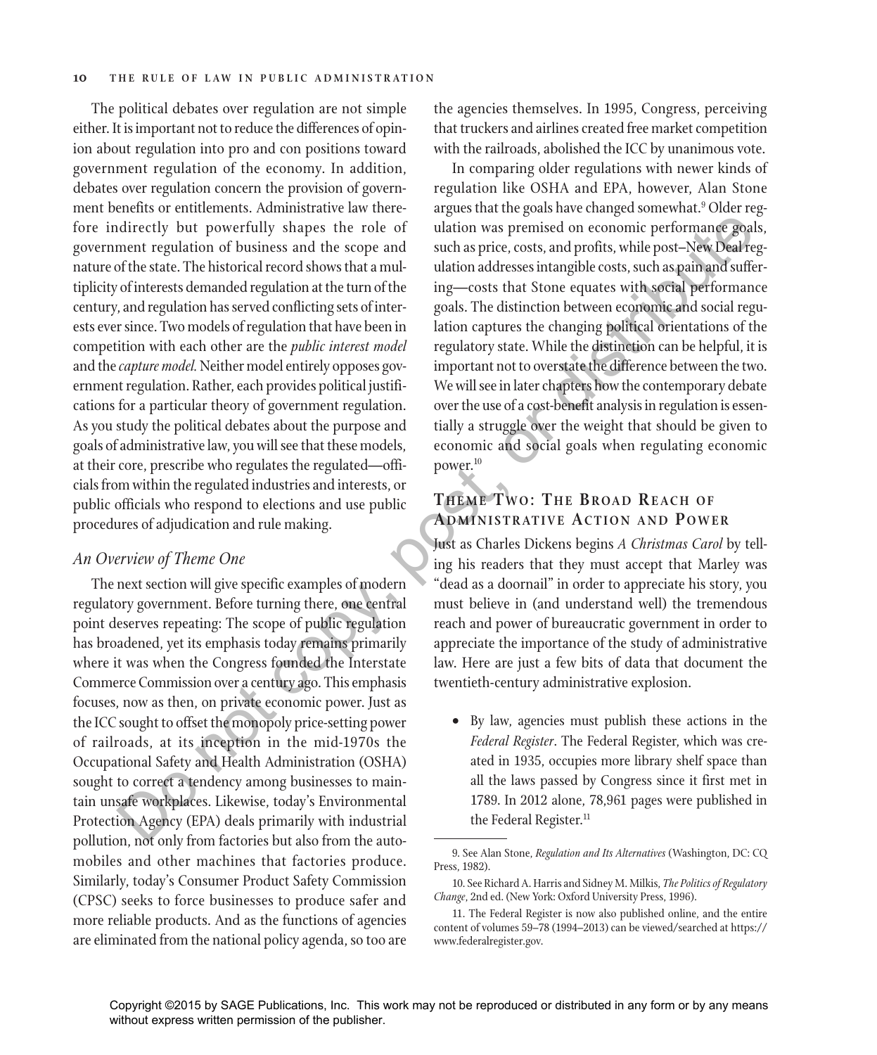The political debates over regulation are not simple either. It is important not to reduce the differences of opinion about regulation into pro and con positions toward government regulation of the economy. In addition, debates over regulation concern the provision of government benefits or entitlements. Administrative law therefore indirectly but powerfully shapes the role of government regulation of business and the scope and nature of the state. The historical record shows that a multiplicity of interests demanded regulation at the turn of the century, and regulation has served conflicting sets of interests ever since. Two models of regulation that have been in competition with each other are the *public interest model* and the *capture model.* Neither model entirely opposes government regulation. Rather, each provides political justifications for a particular theory of government regulation. As you study the political debates about the purpose and goals of administrative law, you will see that these models, at their core, prescribe who regulates the regulated—officials from within the regulated industries and interests, or public officials who respond to elections and use public procedures of adjudication and rule making.

### An Overview of Theme One

The next section will give specific examples of modern regulatory government. Before turning there, one central point deserves repeating: The scope of public regulation has broadened, yet its emphasis today remains primarily where it was when the Congress founded the Interstate Commerce Commission over a century ago. This emphasis focuses, now as then, on private economic power. Just as the ICC sought to offset the monopoly price-setting power of railroads, at its inception in the mid-1970s the Occupational Safety and Health Administration (OSHA) sought to correct a tendency among businesses to maintain unsafe workplaces. Likewise, today's Environmental Protection Agency (EPA) deals primarily with industrial pollution, not only from factories but also from the automobiles and other machines that factories produce. Similarly, today's Consumer Product Safety Commission (CPSC) seeks to force businesses to produce safer and more reliable products. And as the functions of agencies are eliminated from the national policy agenda, so too are the agencies themselves. In 1995, Congress, perceiving that truckers and airlines created free market competition with the railroads, abolished the ICC by unanimous vote.

In comparing older regulations with newer kinds of regulation like OSHA and EPA, however, Alan Stone argues that the goals have changed somewhat.[9] Older regulation was premised on economic performance goals, such as price, costs, and profits, while post–New Deal regulation addresses intangible costs, such as pain and suffering—costs that Stone equates with social performance goals. The distinction between economic and social regulation captures the changing political orientations of the regulatory state. While the distinction can be helpful, it is important not to overstate the difference between the two. We will see in later chapters how the contemporary debate over the use of a cost-benefit analysis in regulation is essentially a struggle over the weight that should be given to economic and social goals when regulating economic power.[10]

## Theme Two: The Broad Reach of Administrative Action and Power

Just as Charles Dickens begins *A Christmas Carol* by telling his readers that they must accept that Marley was "dead as a doornail" in order to appreciate his story, you must believe in (and understand well) the tremendous reach and power of bureaucratic government in order to appreciate the importance of the study of administrative law. Here are just a few bits of data that document the twentieth-century administrative explosion.

- By law, agencies must publish these actions in the *Federal Register*. The Federal Register, which was created in 1935, occupies more library shelf space than all the laws passed by Congress since it first met in 1789. In 2012 alone, 78,961 pages were published in the Federal Register.[11]

---

9. See Alan Stone, *Regulation and Its Alternatives* (Washington, DC: CQ Press, 1982).

10. See Richard A. Harris and Sidney M. Milkis, *The Politics of Regulatory Change*, 2nd ed. (New York: Oxford University Press, 1996).

11. The Federal Register is now also published online, and the entire content of volumes 59–78 (1994–2013) can be viewed/searched at https://www.federalregister.gov.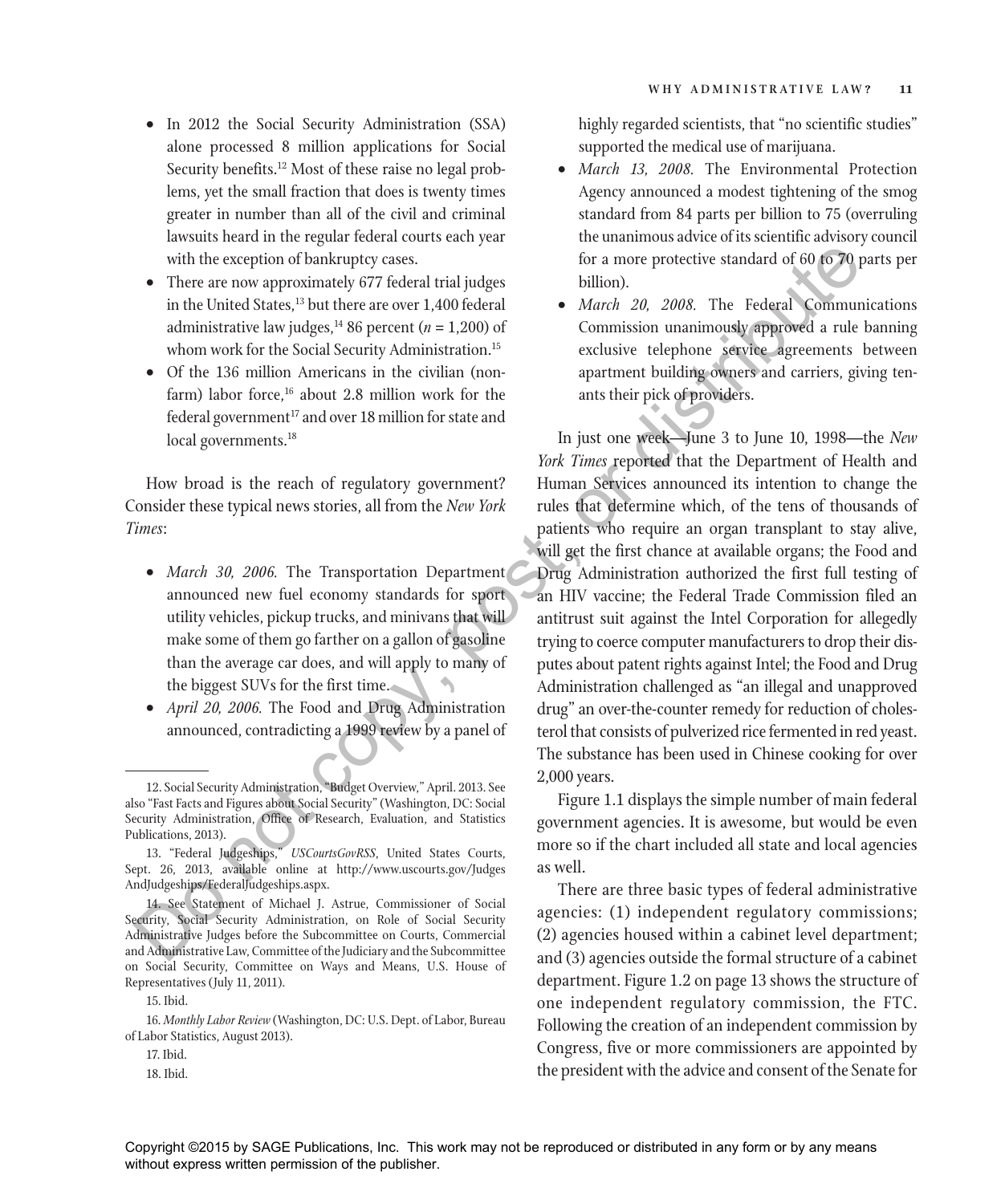- In 2012 the Social Security Administration (SSA) alone processed 8 million applications for Social Security benefits.[12] Most of these raise no legal problems, yet the small fraction that does is twenty times greater in number than all of the civil and criminal lawsuits heard in the regular federal courts each year with the exception of bankruptcy cases.
- There are now approximately 677 federal trial judges in the United States,[13] but there are over 1,400 federal administrative law judges,[14] 86 percent ($n = 1,200$) of whom work for the Social Security Administration.[15]
- Of the 136 million Americans in the civilian (nonfarm) labor force,[16] about 2.8 million work for the federal government[17] and over 18 million for state and local governments.[18]

How broad is the reach of regulatory government? Consider these typical news stories, all from the *New York Times*:

- *March 30, 2006.* The Transportation Department announced new fuel economy standards for sport utility vehicles, pickup trucks, and minivans that will make some of them go farther on a gallon of gasoline than the average car does, and will apply to many of the biggest SUVs for the first time.
- *April 20, 2006.* The Food and Drug Administration announced, contradicting a 1999 review by a panel of highly regarded scientists, that "no scientific studies" supported the medical use of marijuana.
- *March 13, 2008.* The Environmental Protection Agency announced a modest tightening of the smog standard from 84 parts per billion to 75 (overruling the unanimous advice of its scientific advisory council for a more protective standard of 60 to 70 parts per billion).
- *March 20, 2008.* The Federal Communications Commission unanimously approved a rule banning exclusive telephone service agreements between apartment building owners and carriers, giving tenants their pick of providers.

In just one week—June 3 to June 10, 1998—the *New York Times* reported that the Department of Health and Human Services announced its intention to change the rules that determine which, of the tens of thousands of patients who require an organ transplant to stay alive, will get the first chance at available organs; the Food and Drug Administration authorized the first full testing of an HIV vaccine; the Federal Trade Commission filed an antitrust suit against the Intel Corporation for allegedly trying to coerce computer manufacturers to drop their disputes about patent rights against Intel; the Food and Drug Administration challenged as "an illegal and unapproved drug" an over-the-counter remedy for reduction of cholesterol that consists of pulverized rice fermented in red yeast. The substance has been used in Chinese cooking for over 2,000 years.

Figure 1.1 displays the simple number of main federal government agencies. It is awesome, but would be even more so if the chart included all state and local agencies as well.

There are three basic types of federal administrative agencies: (1) independent regulatory commissions; (2) agencies housed within a cabinet level department; and (3) agencies outside the formal structure of a cabinet department. Figure 1.2 on page 13 shows the structure of one independent regulatory commission, the FTC. Following the creation of an independent commission by Congress, five or more commissioners are appointed by the president with the advice and consent of the Senate for

---

12. Social Security Administration, "Budget Overview," April. 2013. See also "Fast Facts and Figures about Social Security" (Washington, DC: Social Security Administration, Office of Research, Evaluation, and Statistics Publications, 2013).

13. "Federal Judgeships," *USCourtsGovRSS*, United States Courts, Sept. 26, 2013, available online at http://www.uscourts.gov/JudgesAndJudgeships/FederalJudgeships.aspx.

14. See Statement of Michael J. Astrue, Commissioner of Social Security, Social Security Administration, on Role of Social Security Administrative Judges before the Subcommittee on Courts, Commercial and Administrative Law, Committee of the Judiciary and the Subcommittee on Social Security, Committee on Ways and Means, U.S. House of Representatives (July 11, 2011).

15. Ibid.

16. *Monthly Labor Review* (Washington, DC: U.S. Dept. of Labor, Bureau of Labor Statistics, August 2013).

17. Ibid.

18. Ibid.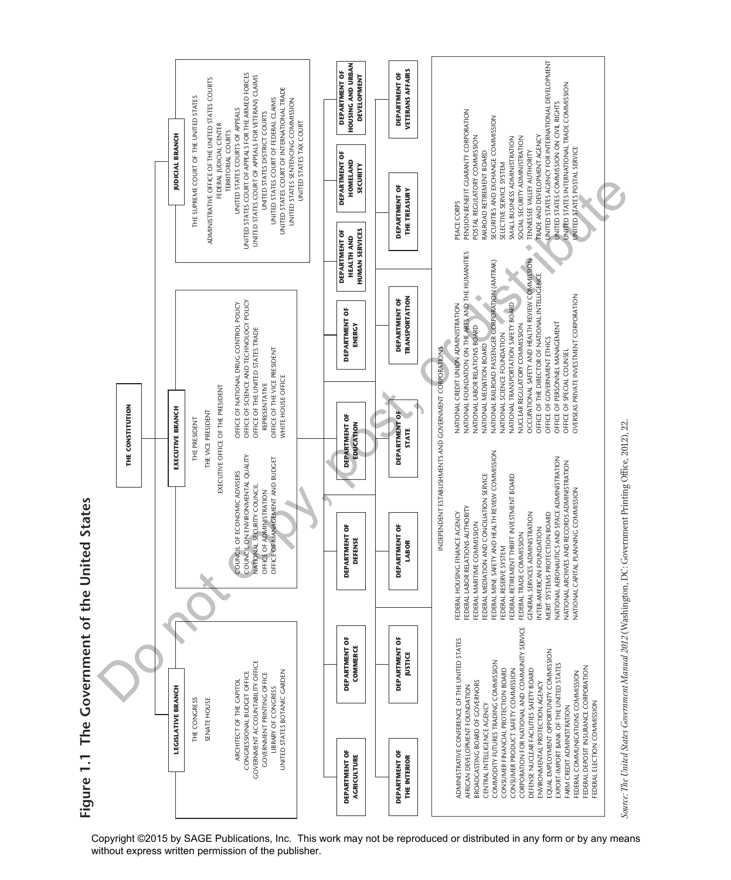# Figure 1.1 The Government of the United States

**THE CONSTITUTION**

**LEGISLATIVE BRANCH**

THE CONGRESS
SENATE HOUSE

ARCHITECT OF THE CAPITOL
CONGRESSIONAL BUDGET OFFICE
GOVERNMENT ACCOUNTABILITY OFFICE
GOVERNMENT PRINTING OFFICE
LIBRARY OF CONGRESS
UNITED STATES BOTANIC GARDEN

**EXECUTIVE BRANCH**

THE PRESIDENT
THE VICE PRESIDENT
EXECUTIVE OFFICE OF THE PRESIDENT

COUNCIL OF ECONOMIC ADVISERS
COUNCIL ON ENVIRONMENTAL QUALITY
NATIONAL SECURITY COUNCIL
OFFICE OF ADMINISTRATION
OFFICE OF MANAGEMENT AND BUDGET
OFFICE OF NATIONAL DRUG CONTROL POLICY
OFFICE OF SCIENCE AND TECHNOLOGY POLICY
OFFICE OF THE UNITED STATES TRADE REPRESENTATIVE
OFFICE OF THE VICE PRESIDENT
WHITE HOUSE OFFICE

**JUDICIAL BRANCH**

THE SUPREME COURT OF THE UNITED STATES

ADMINISTRATIVE OFFICE OF THE UNITED STATES COURTS
FEDERAL JUDICIAL CENTER
TERRITORIAL COURTS
UNITED STATES COURTS OF APPEALS
UNITED STATES COURT OF APPEALS FOR THE ARMED FORCES
UNITED STATES COURT OF APPEALS FOR VETERANS CLAIMS
UNITED STATES DISTRICT COURTS
UNITED STATES COURT OF FEDERAL CLAIMS
UNITED STATES COURT OF INTERNATIONAL TRADE
UNITED STATES SENTENCING COMMISSION
UNITED STATES TAX COURT

**DEPARTMENT OF AGRICULTURE** | **DEPARTMENT OF COMMERCE** | **DEPARTMENT OF DEFENSE** | **DEPARTMENT OF EDUCATION** | **DEPARTMENT OF ENERGY** | **DEPARTMENT OF HEALTH AND HUMAN SERVICES** | **DEPARTMENT OF HOMELAND SECURITY** | **DEPARTMENT OF HOUSING AND URBAN DEVELOPMENT**

**DEPARTMENT OF THE INTERIOR** | **DEPARTMENT OF JUSTICE** | **DEPARTMENT OF LABOR** | **DEPARTMENT OF STATE** | **DEPARTMENT OF TRANSPORTATION** | **DEPARTMENT OF THE TREASURY** | **DEPARTMENT OF VETERANS AFFAIRS**

INDEPENDENT ESTABLISHMENTS AND GOVERNMENT CORPORATIONS

ADMINISTRATIVE CONFERENCE OF THE UNITED STATES
AFRICAN DEVELOPMENT FOUNDATION
BROADCASTING BOARD OF GOVERNORS
CENTRAL INTELLIGENCE AGENCY
COMMODITY FUTURES TRADING COMMISSION
CONSUMER FINANCIAL PROTECTION BOARD
CONSUMER PRODUCT SAFETY COMMISSION
CORPORATION FOR NATIONAL AND COMMUNITY SERVICE
DEFENSE NUCLEAR FACILITIES SAFETY BOARD
ENVIRONMENTAL PROTECTION AGENCY
EQUAL EMPLOYMENT OPPORTUNITY COMMISSION
EXPORT-IMPORT BANK OF THE UNITED STATES
FARM CREDIT ADMINISTRATION
FEDERAL COMMUNICATIONS COMMISSION
FEDERAL DEPOSIT INSURANCE CORPORATION
FEDERAL ELECTION COMMISSION
FEDERAL HOUSING FINANCE AGENCY
FEDERAL LABOR RELATIONS AUTHORITY
FEDERAL MARITIME COMMISSION
FEDERAL MEDIATION AND CONCILIATION SERVICE
FEDERAL MINE SAFETY AND HEALTH REVIEW COMMISSION
FEDERAL RESERVE SYSTEM
FEDERAL RETIREMENT THRIFT INVESTMENT BOARD
FEDERAL TRADE COMMISSION
GENERAL SERVICES ADMINISTRATION
INTER-AMERICAN FOUNDATION
MERIT SYSTEMS PROTECTION BOARD
NATIONAL AERONAUTICS AND SPACE ADMINISTRATION
NATIONAL ARCHIVES AND RECORDS ADMINISTRATION
NATIONAL CAPITAL PLANNING COMMISSION
NATIONAL CREDIT UNION ADMINISTRATION
NATIONAL FOUNDATION ON THE ARTS AND THE HUMANITIES
NATIONAL LABOR RELATIONS BOARD
NATIONAL MEDIATION BOARD
NATIONAL RAILROAD PASSENGER CORPORATION (AMTRAK)
NATIONAL SCIENCE FOUNDATION
NATIONAL TRANSPORTATION SAFETY BOARD
NUCLEAR REGULATORY COMMISSION
OCCUPATIONAL SAFETY AND HEALTH REVIEW COMMISSION
OFFICE OF THE DIRECTOR OF NATIONAL INTELLIGENCE
OFFICE OF GOVERNMENT ETHICS
OFFICE OF PERSONNEL MANAGEMENT
OFFICE OF SPECIAL COUNSEL
OVERSEAS PRIVATE INVESTMENT CORPORATION
PEACE CORPS
PENSION BENEFIT GUARANTY CORPORATION
POSTAL REGULATORY COMMISSION
RAILROAD RETIREMENT BOARD
SECURITIES AND EXCHANGE COMMISSION
SELECTIVE SERVICE SYSTEM
SMALL BUSINESS ADMINISTRATION
SOCIAL SECURITY ADMINISTRATION
TENNESSEE VALLEY AUTHORITY
TRADE AND DEVELOPMENT AGENCY
UNITED STATES AGENCY FOR INTERNATIONAL DEVELOPMENT
UNITED STATES COMMISSION ON CIVIL RIGHTS
UNITED STATES INTERNATIONAL TRADE COMMISSION
UNITED STATES POSTAL SERVICE

*Source: The United States Government Manual 2012* (Washington, DC: Government Printing Office, 2012), 22.

Copyright ©2015 by SAGE Publications, Inc. This work may not be reproduced or distributed in any form or by any means without express written permission of the publisher.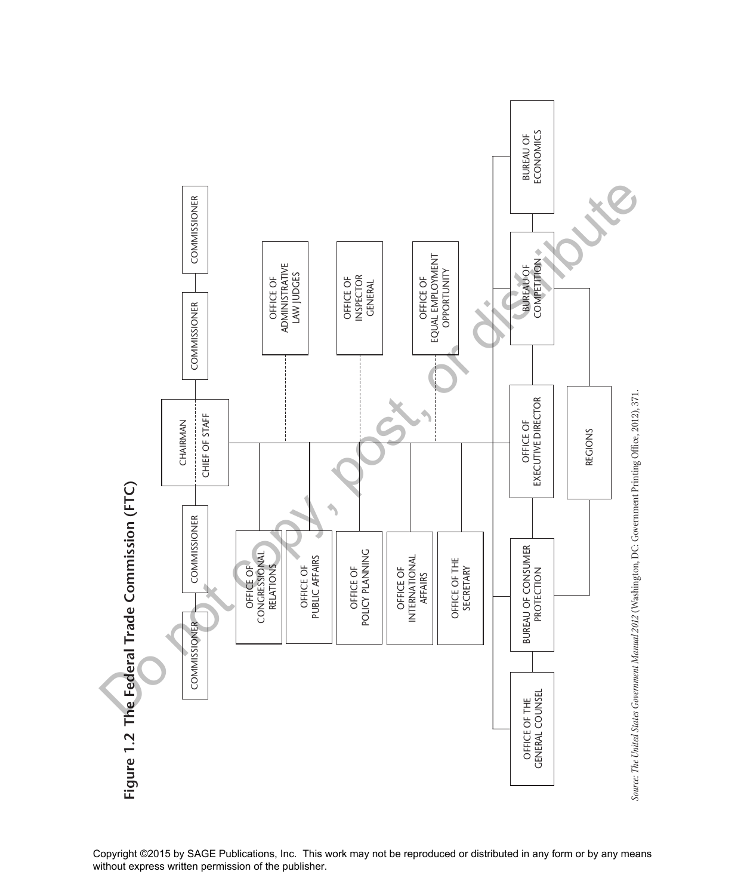**Figure 1.2 The Federal Trade Commission (FTC)**

- COMMISSIONER
- COMMISSIONER
- CHAIRMAN
- CHIEF OF STAFF
- COMMISSIONER
- COMMISSIONER

- OFFICE OF ADMINISTRATIVE LAW JUDGES
- OFFICE OF INSPECTOR GENERAL
- OFFICE OF EQUAL EMPLOYMENT OPPORTUNITY

- OFFICE OF CONGRESSIONAL RELATIONS
- OFFICE OF PUBLIC AFFAIRS
- OFFICE OF POLICY PLANNING
- OFFICE OF INTERNATIONAL AFFAIRS
- OFFICE OF THE SECRETARY

- OFFICE OF THE GENERAL COUNSEL
- BUREAU OF CONSUMER PROTECTION
- OFFICE OF EXECUTIVE DIRECTOR
- BUREAU OF COMPETITION
- BUREAU OF ECONOMICS

- REGIONS

*Source: The United States Government Manual 2012* (Washington, DC: Government Printing Office, 2012), 371.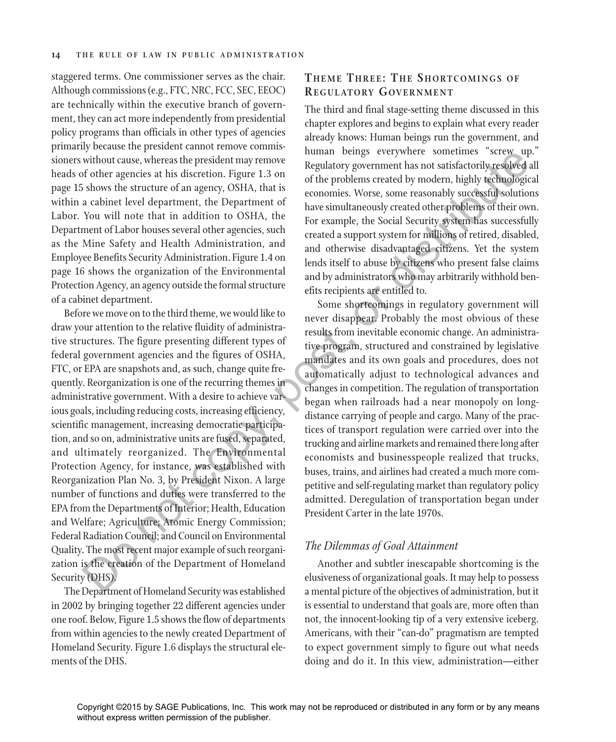staggered terms. One commissioner serves as the chair. Although commissions (e.g., FTC, NRC, FCC, SEC, EEOC) are technically within the executive branch of government, they can act more independently from presidential policy programs than officials in other types of agencies primarily because the president cannot remove commissioners without cause, whereas the president may remove heads of other agencies at his discretion. Figure 1.3 on page 15 shows the structure of an agency, OSHA, that is within a cabinet level department, the Department of Labor. You will note that in addition to OSHA, the Department of Labor houses several other agencies, such as the Mine Safety and Health Administration, and Employee Benefits Security Administration. Figure 1.4 on page 16 shows the organization of the Environmental Protection Agency, an agency outside the formal structure of a cabinet department.

Before we move on to the third theme, we would like to draw your attention to the relative fluidity of administrative structures. The figure presenting different types of federal government agencies and the figures of OSHA, FTC, or EPA are snapshots and, as such, change quite frequently. Reorganization is one of the recurring themes in administrative government. With a desire to achieve various goals, including reducing costs, increasing efficiency, scientific management, increasing democratic participation, and so on, administrative units are fused, separated, and ultimately reorganized. The Environmental Protection Agency, for instance, was established with Reorganization Plan No. 3, by President Nixon. A large number of functions and duties were transferred to the EPA from the Departments of Interior; Health, Education and Welfare; Agriculture; Atomic Energy Commission; Federal Radiation Council; and Council on Environmental Quality. The most recent major example of such reorganization is the creation of the Department of Homeland Security (DHS).

The Department of Homeland Security was established in 2002 by bringing together 22 different agencies under one roof. Below, Figure 1.5 shows the flow of departments from within agencies to the newly created Department of Homeland Security. Figure 1.6 displays the structural elements of the DHS.

## Theme Three: The Shortcomings of Regulatory Government

The third and final stage-setting theme discussed in this chapter explores and begins to explain what every reader already knows: Human beings run the government, and human beings everywhere sometimes "screw up." Regulatory government has not satisfactorily resolved all of the problems created by modern, highly technological economies. Worse, some reasonably successful solutions have simultaneously created other problems of their own. For example, the Social Security system has successfully created a support system for millions of retired, disabled, and otherwise disadvantaged citizens. Yet the system lends itself to abuse by citizens who present false claims and by administrators who may arbitrarily withhold benefits recipients are entitled to.

Some shortcomings in regulatory government will never disappear. Probably the most obvious of these results from inevitable economic change. An administrative program, structured and constrained by legislative mandates and its own goals and procedures, does not automatically adjust to technological advances and changes in competition. The regulation of transportation began when railroads had a near monopoly on long-distance carrying of people and cargo. Many of the practices of transport regulation were carried over into the trucking and airline markets and remained there long after economists and businesspeople realized that trucks, buses, trains, and airlines had created a much more competitive and self-regulating market than regulatory policy admitted. Deregulation of transportation began under President Carter in the late 1970s.

### *The Dilemmas of Goal Attainment*

Another and subtler inescapable shortcoming is the elusiveness of organizational goals. It may help to possess a mental picture of the objectives of administration, but it is essential to understand that goals are, more often than not, the innocent-looking tip of a very extensive iceberg. Americans, with their "can-do" pragmatism are tempted to expect government simply to figure out what needs doing and do it. In this view, administration—either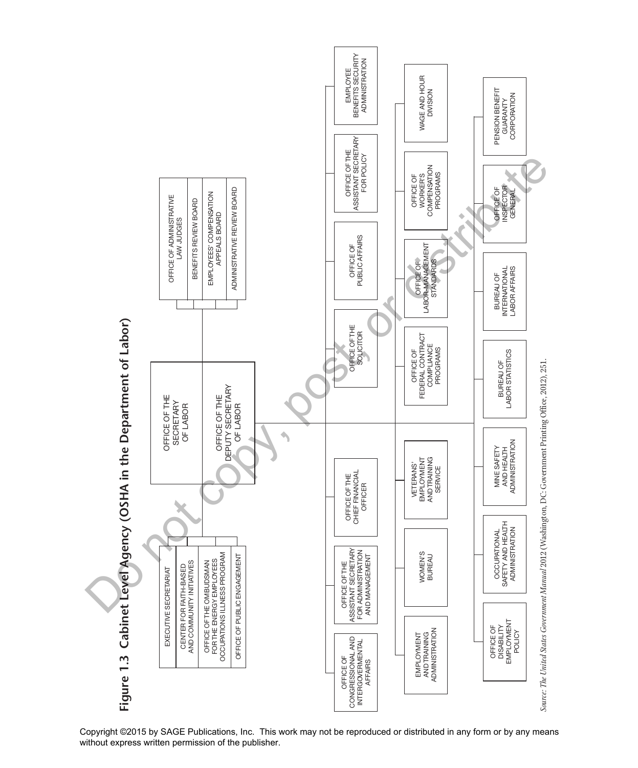**Figure 1.3 Cabinet Level Agency (OSHA in the Department of Labor)**

- OFFICE OF THE SECRETARY OF LABOR
- OFFICE OF THE DEPUTY SECRETARY OF LABOR

Staff offices:

- EXECUTIVE SECRETARIAT
- CENTER FOR FAITH-BASED AND COMMUNITY INITIATIVES
- OFFICE OF THE OMBUDSMAN FOR THE ENERGY EMPLOYEES OCCUPATIONS ILLNESS PROGRAM
- OFFICE OF PUBLIC ENGAGEMENT

Boards:

- OFFICE OF ADMINISTRATIVE LAW JUDGES
- BENEFITS REVIEW BOARD
- EMPLOYEES' COMPENSATION APPEALS BOARD
- ADMINISTRATIVE REVIEW BOARD

First tier:

- OFFICE OF CONGRESSIONAL AND INTERGOVERNMENTAL AFFAIRS
- OFFICE OF THE ASSISTANT SECRETARY FOR ADMINISTRATION AND MANAGEMENT
- OFFICE OF THE CHIEF FINANCIAL OFFICER
- OFFICE OF THE SOLICITOR
- OFFICE OF PUBLIC AFFAIRS
- OFFICE OF THE ASSISTANT SECRETARY FOR POLICY
- EMPLOYEE BENEFITS SECURITY ADMINISTRATION

Second tier:

- EMPLOYMENT AND TRAINING ADMINISTRATION
- WOMEN'S BUREAU
- VETERANS' EMPLOYMENT AND TRAINING SERVICE
- OFFICE OF FEDERAL CONTRACT COMPLIANCE PROGRAMS
- OFFICE OF LABOR-MANAGEMENT STANDARDS
- OFFICE OF WORKER'S COMPENSATION PROGRAMS
- WAGE AND HOUR DIVISION

Third tier:

- OFFICE OF DISABILITY EMPLOYMENT POLICY
- OCCUPATIONAL SAFETY AND HEALTH ADMINISTRATION
- MINE SAFETY AND HEALTH ADMINISTRATION
- BUREAU OF LABOR STATISTICS
- BUREAU OF INTERNATIONAL LABOR AFFAIRS
- OFFICE OF INSPECTOR GENERAL
- PENSION BENEFIT GUARANTY CORPORATION

*Source: The United States Government Manual* 2012 (Washington, DC: Government Printing Office, 2012), 251.

Copyright ©2015 by SAGE Publications, Inc. This work may not be reproduced or distributed in any form or by any means without express written permission of the publisher.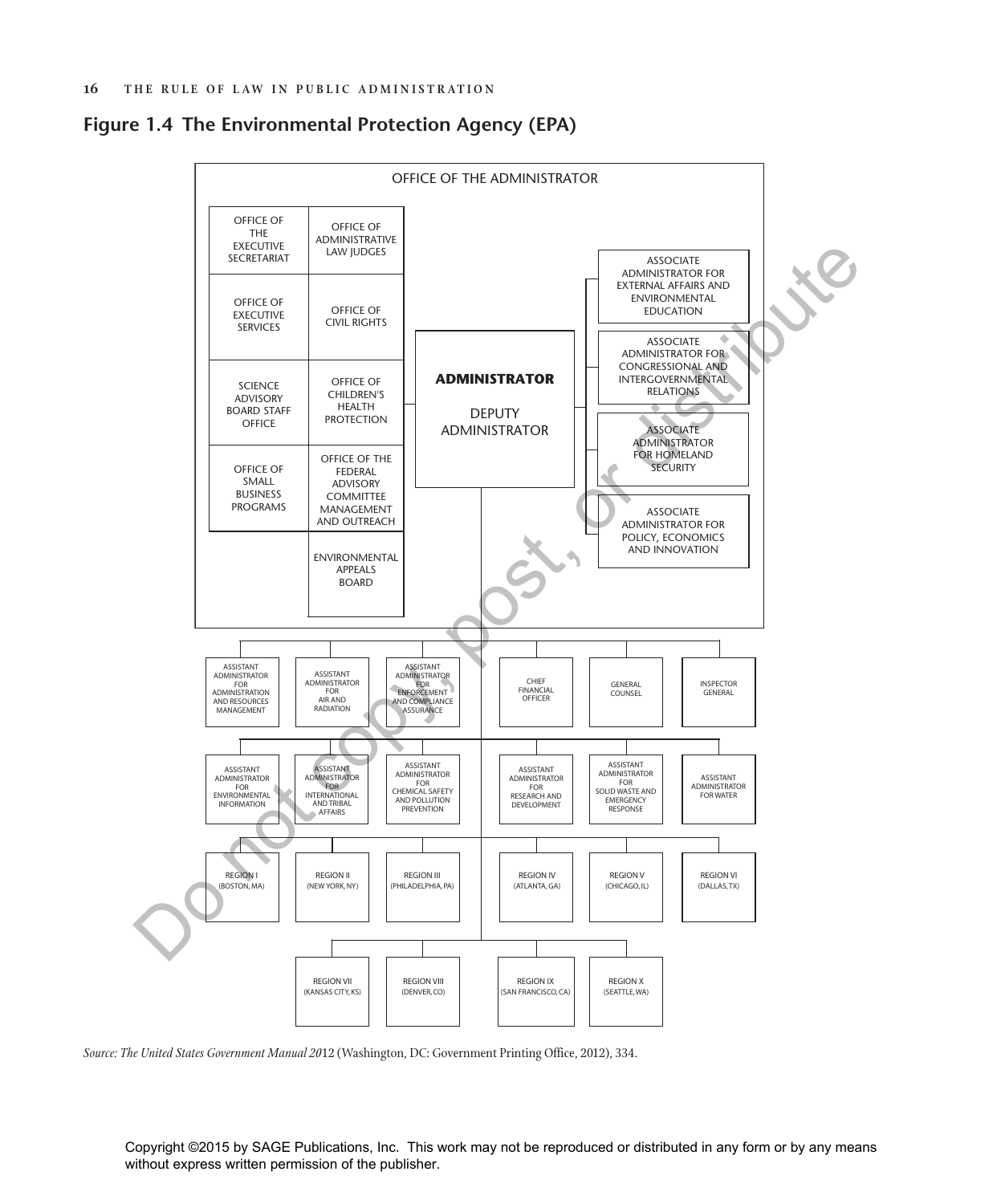## Figure 1.4 The Environmental Protection Agency (EPA)

OFFICE OF THE ADMINISTRATOR

- OFFICE OF THE EXECUTIVE SECRETARIAT
- OFFICE OF ADMINISTRATIVE LAW JUDGES
- OFFICE OF EXECUTIVE SERVICES
- OFFICE OF CIVIL RIGHTS
- SCIENCE ADVISORY BOARD STAFF OFFICE
- OFFICE OF CHILDREN'S HEALTH PROTECTION
- OFFICE OF SMALL BUSINESS PROGRAMS
- OFFICE OF THE FEDERAL ADVISORY COMMITTEE MANAGEMENT AND OUTREACH
- ENVIRONMENTAL APPEALS BOARD

**ADMINISTRATOR**

DEPUTY ADMINISTRATOR

- ASSOCIATE ADMINISTRATOR FOR EXTERNAL AFFAIRS AND ENVIRONMENTAL EDUCATION
- ASSOCIATE ADMINISTRATOR FOR CONGRESSIONAL AND INTERGOVERNMENTAL RELATIONS
- ASSOCIATE ADMINISTRATOR FOR HOMELAND SECURITY
- ASSOCIATE ADMINISTRATOR FOR POLICY, ECONOMICS AND INNOVATION

- ASSISTANT ADMINISTRATOR FOR ADMINISTRATION AND RESOURCES MANAGEMENT
- ASSISTANT ADMINISTRATOR FOR AIR AND RADIATION
- ASSISTANT ADMINISTRATOR FOR ENFORCEMENT AND COMPLIANCE ASSURANCE
- CHIEF FINANCIAL OFFICER
- GENERAL COUNSEL
- INSPECTOR GENERAL

- ASSISTANT ADMINISTRATOR FOR ENVIRONMENTAL INFORMATION
- ASSISTANT ADMINISTRATOR FOR INTERNATIONAL AND TRIBAL AFFAIRS
- ASSISTANT ADMINISTRATOR FOR CHEMICAL SAFETY AND POLLUTION PREVENTION
- ASSISTANT ADMINISTRATOR FOR RESEARCH AND DEVELOPMENT
- ASSISTANT ADMINISTRATOR FOR SOLID WASTE AND EMERGENCY RESPONSE
- ASSISTANT ADMINISTRATOR FOR WATER

- REGION I (BOSTON, MA)
- REGION II (NEW YORK, NY)
- REGION III (PHILADELPHIA, PA)
- REGION IV (ATLANTA, GA)
- REGION V (CHICAGO, IL)
- REGION VI (DALLAS, TX)
- REGION VII (KANSAS CITY, KS)
- REGION VIII (DENVER, CO)
- REGION IX (SAN FRANCISCO, CA)
- REGION X (SEATTLE, WA)

*Source: The United States Government Manual 2012* (Washington, DC: Government Printing Office, 2012), 334.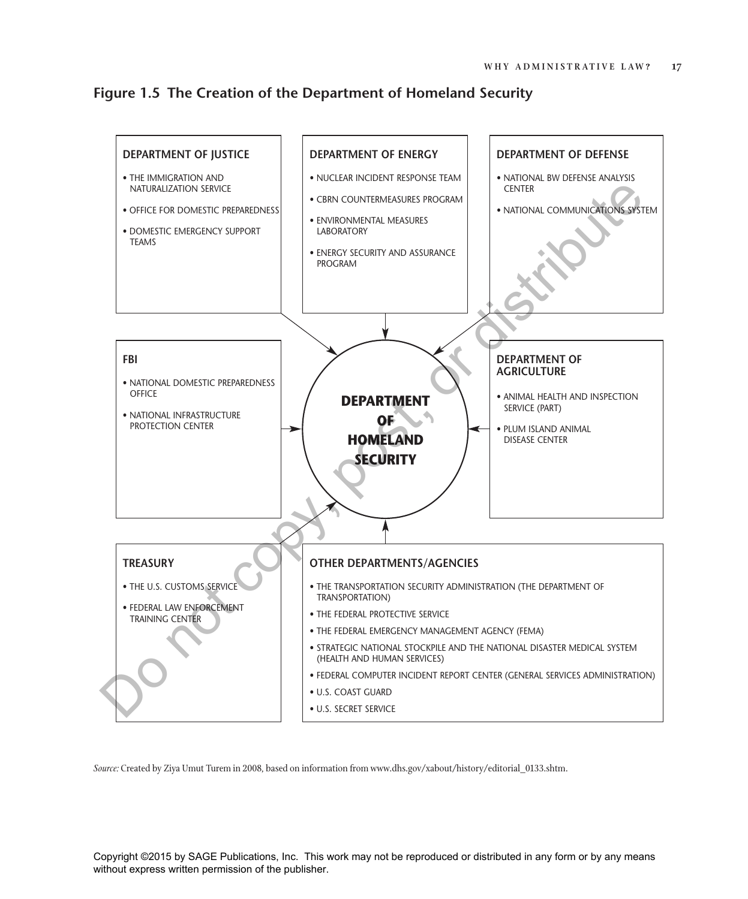**Figure 1.5 The Creation of the Department of Homeland Security**

**DEPARTMENT OF HOMELAND SECURITY**

**DEPARTMENT OF JUSTICE**

- THE IMMIGRATION AND NATURALIZATION SERVICE
- OFFICE FOR DOMESTIC PREPAREDNESS
- DOMESTIC EMERGENCY SUPPORT TEAMS

**DEPARTMENT OF ENERGY**

- NUCLEAR INCIDENT RESPONSE TEAM
- CBRN COUNTERMEASURES PROGRAM
- ENVIRONMENTAL MEASURES LABORATORY
- ENERGY SECURITY AND ASSURANCE PROGRAM

**DEPARTMENT OF DEFENSE**

- NATIONAL BW DEFENSE ANALYSIS CENTER
- NATIONAL COMMUNICATIONS SYSTEM

**FBI**

- NATIONAL DOMESTIC PREPAREDNESS OFFICE
- NATIONAL INFRASTRUCTURE PROTECTION CENTER

**DEPARTMENT OF AGRICULTURE**

- ANIMAL HEALTH AND INSPECTION SERVICE (PART)
- PLUM ISLAND ANIMAL DISEASE CENTER

**TREASURY**

- THE U.S. CUSTOMS SERVICE
- FEDERAL LAW ENFORCEMENT TRAINING CENTER

**OTHER DEPARTMENTS/AGENCIES**

- THE TRANSPORTATION SECURITY ADMINISTRATION (THE DEPARTMENT OF TRANSPORTATION)
- THE FEDERAL PROTECTIVE SERVICE
- THE FEDERAL EMERGENCY MANAGEMENT AGENCY (FEMA)
- STRATEGIC NATIONAL STOCKPILE AND THE NATIONAL DISASTER MEDICAL SYSTEM (HEALTH AND HUMAN SERVICES)
- FEDERAL COMPUTER INCIDENT REPORT CENTER (GENERAL SERVICES ADMINISTRATION)
- U.S. COAST GUARD
- U.S. SECRET SERVICE

*Source:* Created by Ziya Umut Turem in 2008, based on information from www.dhs.gov/xabout/history/editorial_0133.shtm.

Copyright ©2015 by SAGE Publications, Inc. This work may not be reproduced or distributed in any form or by any means without express written permission of the publisher.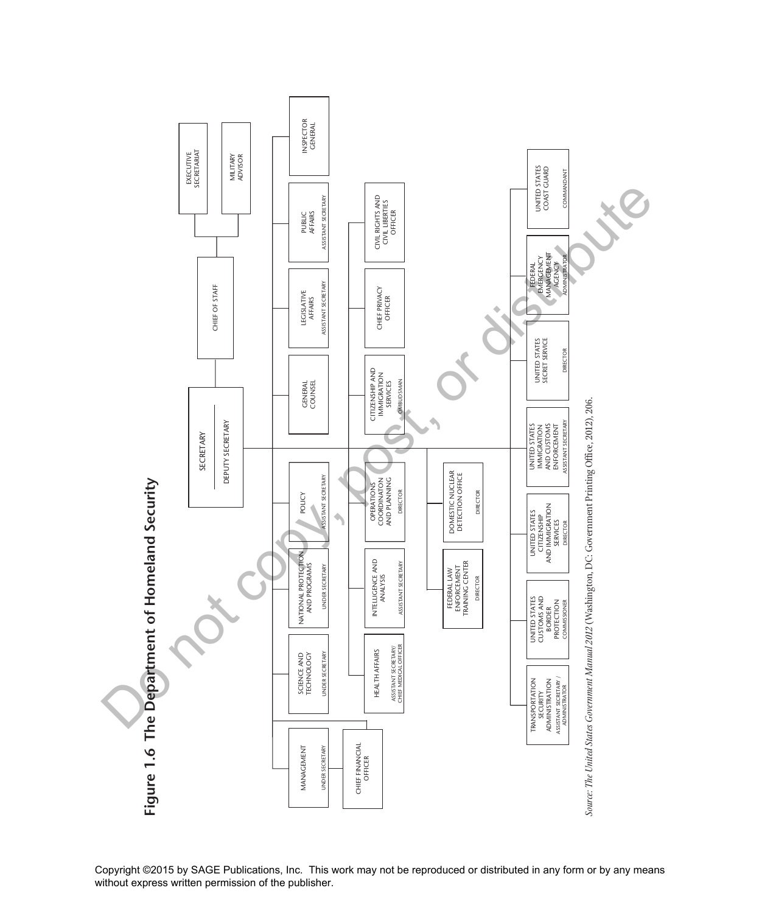## Figure 1.6 The Department of Homeland Security

- SECRETARY
  - DEPUTY SECRETARY
- CHIEF OF STAFF
  - EXECUTIVE SECRETARIAT
  - MILITARY ADVISOR

- MANAGEMENT — UNDER SECRETARY
  - CHIEF FINANCIAL OFFICER
- SCIENCE AND TECHNOLOGY — UNDER SECRETARY
- NATIONAL PROTECTION AND PROGRAMS — UNDER SECRETARY
- POLICY — ASSISTANT SECRETARY
- GENERAL COUNSEL
- LEGISLATIVE AFFAIRS — ASSISTANT SECRETARY
- PUBLIC AFFAIRS — ASSISTANT SECRETARY
- INSPECTOR GENERAL

- HEALTH AFFAIRS — ASSISTANT SECRETARY/ CHIEF MEDICAL OFFICER
- INTELLIGENCE AND ANALYSIS — ASSISTANT SECRETARY
- OPERATIONS COORDINATON AND PLANNING — DIRECTOR
- CITIZENSHIP AND IMMIGRATION SERVICES — OMBUDSMAN
- CHIEF PRIVACY OFFICER
- CIVIL RIGHTS AND CIVIL LIBERTIES OFFICER

- FEDERAL LAW ENFORCEMENT TRAINING CENTER — DIRECTOR
- DOMESTIC NUCLEAR DETECTION OFFICE — DIRECTOR

- TRANSPORTATION SECURITY ADMINISTRATION — ASSISTANT SECRETARY / ADMINISTRATOR
- UNITED STATES CUSTOMS AND BORDER PROTECTION — COMMISSIONER
- UNITED STATES CITIZENSHIP AND IMMIGRATION SERVICES — DIRECTOR
- UNITED STATES IMMIGRATION AND CUSTOMS ENFORCEMENT — ASSISTANT SECRETARY
- UNITED STATES SECRET SERVICE — DIRECTOR
- FEDERAL EMERGENCY MANAGEMENT AGENCY — ADMINISTRATOR
- UNITED STATES COAST GUARD — COMMANDANT

*Source: The United States Government Manual 2012* (Washington, DC: Government Printing Office, 2012), 206.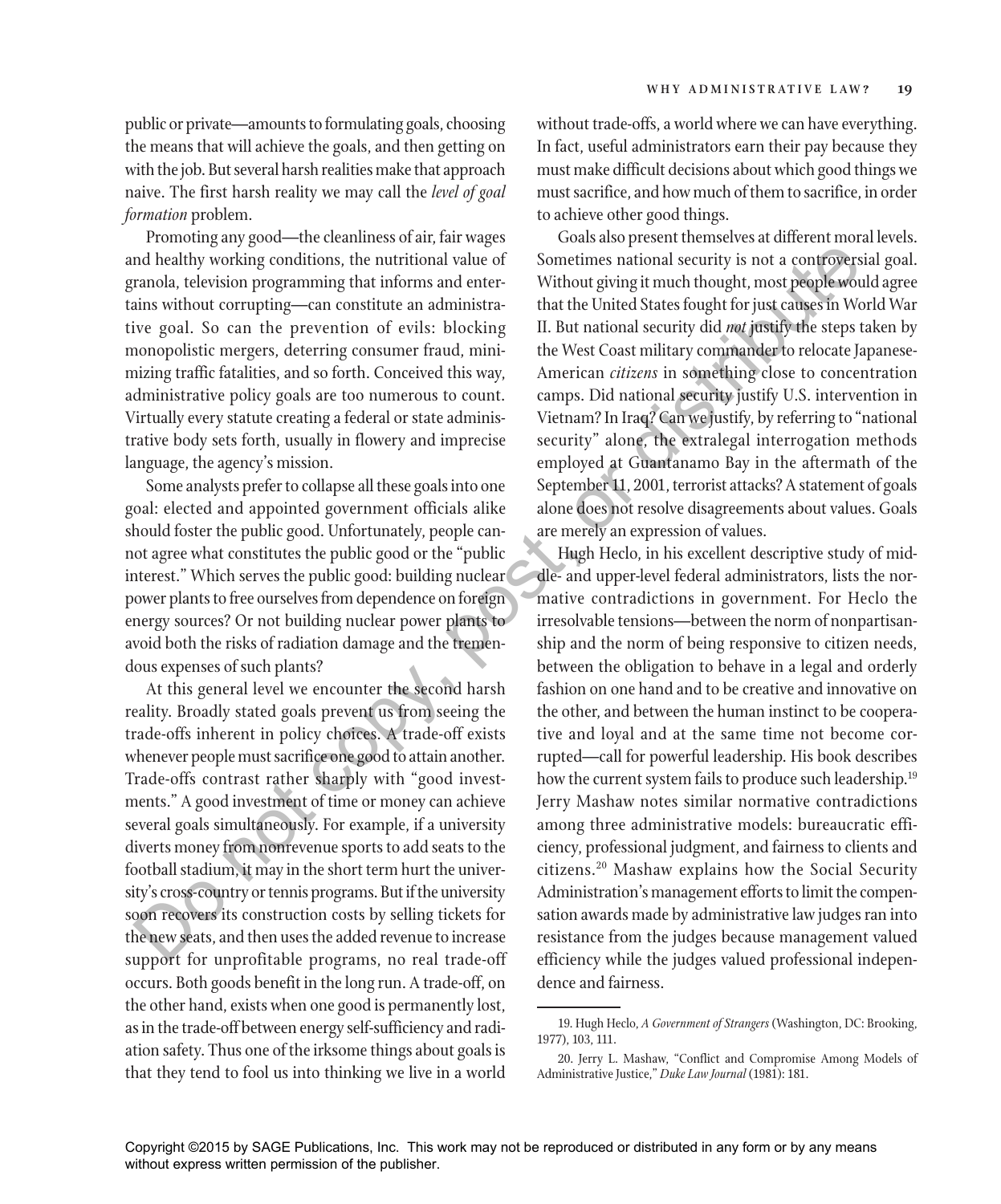public or private—amounts to formulating goals, choosing the means that will achieve the goals, and then getting on with the job. But several harsh realities make that approach naive. The first harsh reality we may call the *level of goal formation* problem.

Promoting any good—the cleanliness of air, fair wages and healthy working conditions, the nutritional value of granola, television programming that informs and entertains without corrupting—can constitute an administrative goal. So can the prevention of evils: blocking monopolistic mergers, deterring consumer fraud, minimizing traffic fatalities, and so forth. Conceived this way, administrative policy goals are too numerous to count. Virtually every statute creating a federal or state administrative body sets forth, usually in flowery and imprecise language, the agency's mission.

Some analysts prefer to collapse all these goals into one goal: elected and appointed government officials alike should foster the public good. Unfortunately, people cannot agree what constitutes the public good or the "public interest." Which serves the public good: building nuclear power plants to free ourselves from dependence on foreign energy sources? Or not building nuclear power plants to avoid both the risks of radiation damage and the tremendous expenses of such plants?

At this general level we encounter the second harsh reality. Broadly stated goals prevent us from seeing the trade-offs inherent in policy choices. A trade-off exists whenever people must sacrifice one good to attain another. Trade-offs contrast rather sharply with "good investments." A good investment of time or money can achieve several goals simultaneously. For example, if a university diverts money from nonrevenue sports to add seats to the football stadium, it may in the short term hurt the university's cross-country or tennis programs. But if the university soon recovers its construction costs by selling tickets for the new seats, and then uses the added revenue to increase support for unprofitable programs, no real trade-off occurs. Both goods benefit in the long run. A trade-off, on the other hand, exists when one good is permanently lost, as in the trade-off between energy self-sufficiency and radiation safety. Thus one of the irksome things about goals is that they tend to fool us into thinking we live in a world without trade-offs, a world where we can have everything. In fact, useful administrators earn their pay because they must make difficult decisions about which good things we must sacrifice, and how much of them to sacrifice, in order to achieve other good things.

Goals also present themselves at different moral levels. Sometimes national security is not a controversial goal. Without giving it much thought, most people would agree that the United States fought for just causes in World War II. But national security did *not* justify the steps taken by the West Coast military commander to relocate Japanese-American *citizens* in something close to concentration camps. Did national security justify U.S. intervention in Vietnam? In Iraq? Can we justify, by referring to "national security" alone, the extralegal interrogation methods employed at Guantanamo Bay in the aftermath of the September 11, 2001, terrorist attacks? A statement of goals alone does not resolve disagreements about values. Goals are merely an expression of values.

Hugh Heclo, in his excellent descriptive study of middle- and upper-level federal administrators, lists the normative contradictions in government. For Heclo the irresolvable tensions—between the norm of nonpartisanship and the norm of being responsive to citizen needs, between the obligation to behave in a legal and orderly fashion on one hand and to be creative and innovative on the other, and between the human instinct to be cooperative and loyal and at the same time not become corrupted—call for powerful leadership. His book describes how the current system fails to produce such leadership.[19] Jerry Mashaw notes similar normative contradictions among three administrative models: bureaucratic efficiency, professional judgment, and fairness to clients and citizens.[20] Mashaw explains how the Social Security Administration's management efforts to limit the compensation awards made by administrative law judges ran into resistance from the judges because management valued efficiency while the judges valued professional independence and fairness.

---

19. Hugh Heclo, *A Government of Strangers* (Washington, DC: Brooking, 1977), 103, 111.

20. Jerry L. Mashaw, "Conflict and Compromise Among Models of Administrative Justice," *Duke Law Journal* (1981): 181.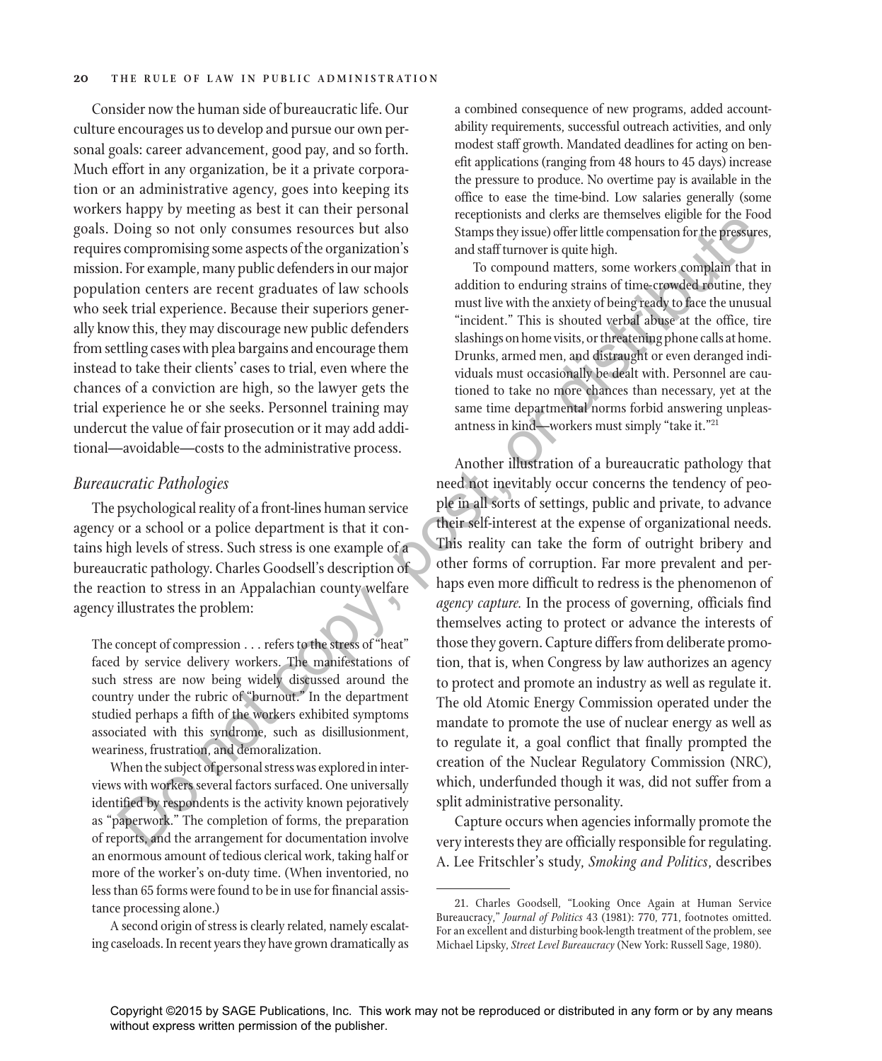Consider now the human side of bureaucratic life. Our culture encourages us to develop and pursue our own personal goals: career advancement, good pay, and so forth. Much effort in any organization, be it a private corporation or an administrative agency, goes into keeping its workers happy by meeting as best it can their personal goals. Doing so not only consumes resources but also requires compromising some aspects of the organization's mission. For example, many public defenders in our major population centers are recent graduates of law schools who seek trial experience. Because their superiors generally know this, they may discourage new public defenders from settling cases with plea bargains and encourage them instead to take their clients' cases to trial, even where the chances of a conviction are high, so the lawyer gets the trial experience he or she seeks. Personnel training may undercut the value of fair prosecution or it may add additional—avoidable—costs to the administrative process.

### *Bureaucratic Pathologies*

The psychological reality of a front-lines human service agency or a school or a police department is that it contains high levels of stress. Such stress is one example of a bureaucratic pathology. Charles Goodsell's description of the reaction to stress in an Appalachian county welfare agency illustrates the problem:

> The concept of compression . . . refers to the stress of "heat" faced by service delivery workers. The manifestations of such stress are now being widely discussed around the country under the rubric of "burnout." In the department studied perhaps a fifth of the workers exhibited symptoms associated with this syndrome, such as disillusionment, weariness, frustration, and demoralization.
>
> When the subject of personal stress was explored in interviews with workers several factors surfaced. One universally identified by respondents is the activity known pejoratively as "paperwork." The completion of forms, the preparation of reports, and the arrangement for documentation involve an enormous amount of tedious clerical work, taking half or more of the worker's on-duty time. (When inventoried, no less than 65 forms were found to be in use for financial assistance processing alone.)
>
> A second origin of stress is clearly related, namely escalating caseloads. In recent years they have grown dramatically as a combined consequence of new programs, added accountability requirements, successful outreach activities, and only modest staff growth. Mandated deadlines for acting on benefit applications (ranging from 48 hours to 45 days) increase the pressure to produce. No overtime pay is available in the office to ease the time-bind. Low salaries generally (some receptionists and clerks are themselves eligible for the Food Stamps they issue) offer little compensation for the pressures, and staff turnover is quite high.
>
> To compound matters, some workers complain that in addition to enduring strains of time-crowded routine, they must live with the anxiety of being ready to face the unusual "incident." This is shouted verbal abuse at the office, tire slashings on home visits, or threatening phone calls at home. Drunks, armed men, and distraught or even deranged individuals must occasionally be dealt with. Personnel are cautioned to take no more chances than necessary, yet at the same time departmental norms forbid answering unpleasantness in kind—workers must simply "take it."[21]

Another illustration of a bureaucratic pathology that need not inevitably occur concerns the tendency of people in all sorts of settings, public and private, to advance their self-interest at the expense of organizational needs. This reality can take the form of outright bribery and other forms of corruption. Far more prevalent and perhaps even more difficult to redress is the phenomenon of *agency capture.* In the process of governing, officials find themselves acting to protect or advance the interests of those they govern. Capture differs from deliberate promotion, that is, when Congress by law authorizes an agency to protect and promote an industry as well as regulate it. The old Atomic Energy Commission operated under the mandate to promote the use of nuclear energy as well as to regulate it, a goal conflict that finally prompted the creation of the Nuclear Regulatory Commission (NRC), which, underfunded though it was, did not suffer from a split administrative personality.

Capture occurs when agencies informally promote the very interests they are officially responsible for regulating. A. Lee Fritschler's study, *Smoking and Politics*, describes

---

21. Charles Goodsell, "Looking Once Again at Human Service Bureaucracy," *Journal of Politics* 43 (1981): 770, 771, footnotes omitted. For an excellent and disturbing book-length treatment of the problem, see Michael Lipsky, *Street Level Bureaucracy* (New York: Russell Sage, 1980).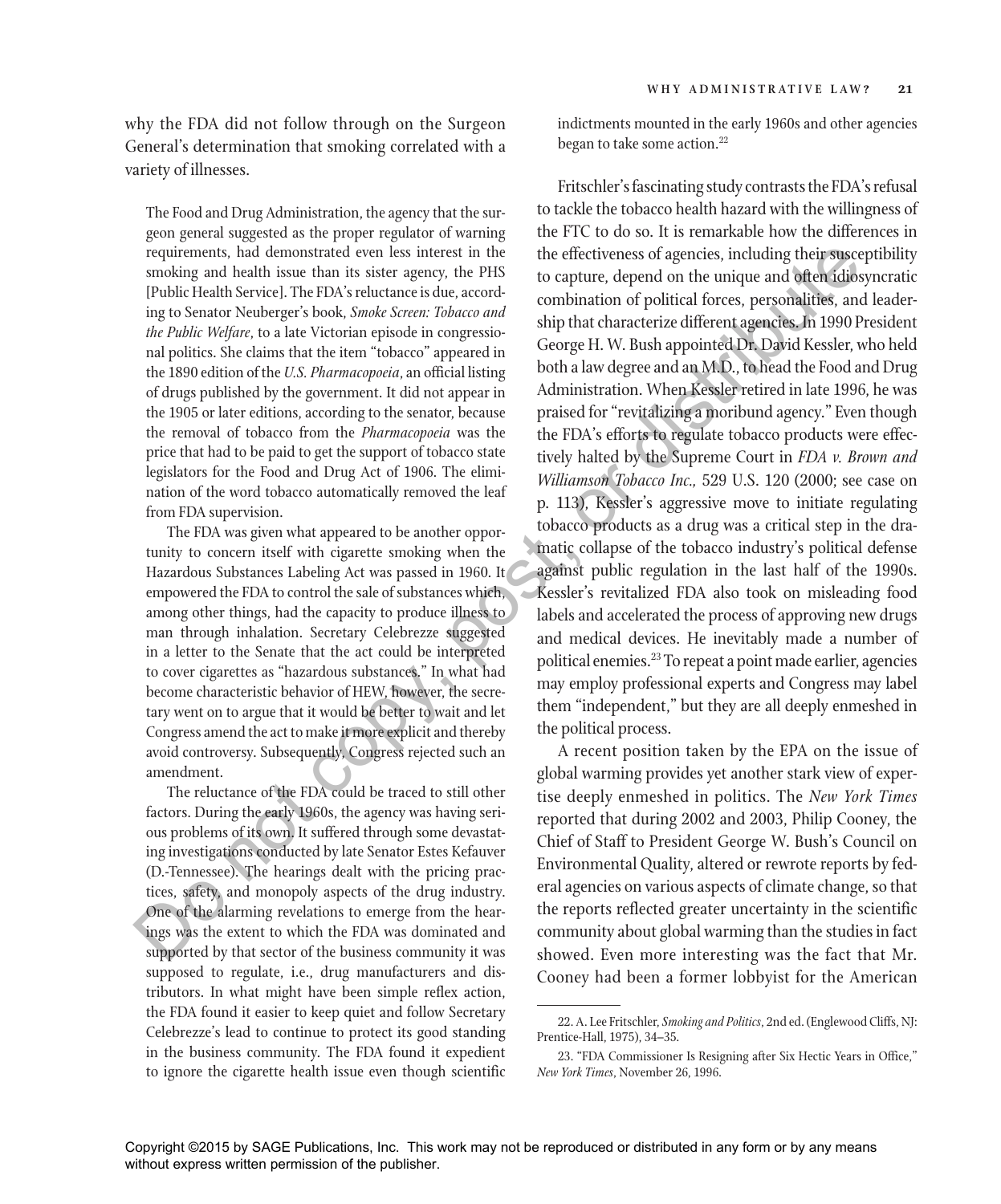why the FDA did not follow through on the Surgeon General's determination that smoking correlated with a variety of illnesses.

> The Food and Drug Administration, the agency that the surgeon general suggested as the proper regulator of warning requirements, had demonstrated even less interest in the smoking and health issue than its sister agency, the PHS [Public Health Service]. The FDA's reluctance is due, according to Senator Neuberger's book, *Smoke Screen: Tobacco and the Public Welfare*, to a late Victorian episode in congressional politics. She claims that the item "tobacco" appeared in the 1890 edition of the *U.S. Pharmacopoeia*, an official listing of drugs published by the government. It did not appear in the 1905 or later editions, according to the senator, because the removal of tobacco from the *Pharmacopoeia* was the price that had to be paid to get the support of tobacco state legislators for the Food and Drug Act of 1906. The elimination of the word tobacco automatically removed the leaf from FDA supervision.
>
> The FDA was given what appeared to be another opportunity to concern itself with cigarette smoking when the Hazardous Substances Labeling Act was passed in 1960. It empowered the FDA to control the sale of substances which, among other things, had the capacity to produce illness to man through inhalation. Secretary Celebrezze suggested in a letter to the Senate that the act could be interpreted to cover cigarettes as "hazardous substances." In what had become characteristic behavior of HEW, however, the secretary went on to argue that it would be better to wait and let Congress amend the act to make it more explicit and thereby avoid controversy. Subsequently, Congress rejected such an amendment.
>
> The reluctance of the FDA could be traced to still other factors. During the early 1960s, the agency was having serious problems of its own. It suffered through some devastating investigations conducted by late Senator Estes Kefauver (D.-Tennessee). The hearings dealt with the pricing practices, safety, and monopoly aspects of the drug industry. One of the alarming revelations to emerge from the hearings was the extent to which the FDA was dominated and supported by that sector of the business community it was supposed to regulate, i.e., drug manufacturers and distributors. In what might have been simple reflex action, the FDA found it easier to keep quiet and follow Secretary Celebrezze's lead to continue to protect its good standing in the business community. The FDA found it expedient to ignore the cigarette health issue even though scientific indictments mounted in the early 1960s and other agencies began to take some action.[22]

Fritschler's fascinating study contrasts the FDA's refusal to tackle the tobacco health hazard with the willingness of the FTC to do so. It is remarkable how the differences in the effectiveness of agencies, including their susceptibility to capture, depend on the unique and often idiosyncratic combination of political forces, personalities, and leadership that characterize different agencies. In 1990 President George H. W. Bush appointed Dr. David Kessler, who held both a law degree and an M.D., to head the Food and Drug Administration. When Kessler retired in late 1996, he was praised for "revitalizing a moribund agency." Even though the FDA's efforts to regulate tobacco products were effectively halted by the Supreme Court in *FDA v. Brown and Williamson Tobacco Inc.*, 529 U.S. 120 (2000; see case on p. 113), Kessler's aggressive move to initiate regulating tobacco products as a drug was a critical step in the dramatic collapse of the tobacco industry's political defense against public regulation in the last half of the 1990s. Kessler's revitalized FDA also took on misleading food labels and accelerated the process of approving new drugs and medical devices. He inevitably made a number of political enemies.[23] To repeat a point made earlier, agencies may employ professional experts and Congress may label them "independent," but they are all deeply enmeshed in the political process.

A recent position taken by the EPA on the issue of global warming provides yet another stark view of expertise deeply enmeshed in politics. The *New York Times* reported that during 2002 and 2003, Philip Cooney, the Chief of Staff to President George W. Bush's Council on Environmental Quality, altered or rewrote reports by federal agencies on various aspects of climate change, so that the reports reflected greater uncertainty in the scientific community about global warming than the studies in fact showed. Even more interesting was the fact that Mr. Cooney had been a former lobbyist for the American

---

22. A. Lee Fritschler, *Smoking and Politics*, 2nd ed. (Englewood Cliffs, NJ: Prentice-Hall, 1975), 34–35.

23. "FDA Commissioner Is Resigning after Six Hectic Years in Office," *New York Times*, November 26, 1996.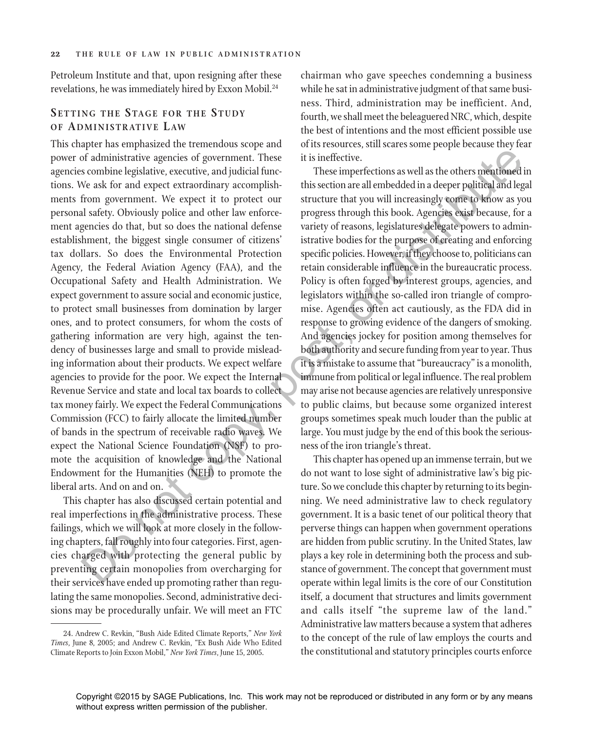Petroleum Institute and that, upon resigning after these revelations, he was immediately hired by Exxon Mobil.[24]

## Setting the Stage for the Study of Administrative Law

This chapter has emphasized the tremendous scope and power of administrative agencies of government. These agencies combine legislative, executive, and judicial functions. We ask for and expect extraordinary accomplishments from government. We expect it to protect our personal safety. Obviously police and other law enforcement agencies do that, but so does the national defense establishment, the biggest single consumer of citizens' tax dollars. So does the Environmental Protection Agency, the Federal Aviation Agency (FAA), and the Occupational Safety and Health Administration. We expect government to assure social and economic justice, to protect small businesses from domination by larger ones, and to protect consumers, for whom the costs of gathering information are very high, against the tendency of businesses large and small to provide misleading information about their products. We expect welfare agencies to provide for the poor. We expect the Internal Revenue Service and state and local tax boards to collect tax money fairly. We expect the Federal Communications Commission (FCC) to fairly allocate the limited number of bands in the spectrum of receivable radio waves. We expect the National Science Foundation (NSF) to promote the acquisition of knowledge and the National Endowment for the Humanities (NEH) to promote the liberal arts. And on and on.

This chapter has also discussed certain potential and real imperfections in the administrative process. These failings, which we will look at more closely in the following chapters, fall roughly into four categories. First, agencies charged with protecting the general public by preventing certain monopolies from overcharging for their services have ended up promoting rather than regulating the same monopolies. Second, administrative decisions may be procedurally unfair. We will meet an FTC chairman who gave speeches condemning a business while he sat in administrative judgment of that same business. Third, administration may be inefficient. And, fourth, we shall meet the beleaguered NRC, which, despite the best of intentions and the most efficient possible use of its resources, still scares some people because they fear it is ineffective.

These imperfections as well as the others mentioned in this section are all embedded in a deeper political and legal structure that you will increasingly come to know as you progress through this book. Agencies exist because, for a variety of reasons, legislatures delegate powers to administrative bodies for the purpose of creating and enforcing specific policies. However, if they choose to, politicians can retain considerable influence in the bureaucratic process. Policy is often forged by interest groups, agencies, and legislators within the so-called iron triangle of compromise. Agencies often act cautiously, as the FDA did in response to growing evidence of the dangers of smoking. And agencies jockey for position among themselves for both authority and secure funding from year to year. Thus it is a mistake to assume that "bureaucracy" is a monolith, immune from political or legal influence. The real problem may arise not because agencies are relatively unresponsive to public claims, but because some organized interest groups sometimes speak much louder than the public at large. You must judge by the end of this book the seriousness of the iron triangle's threat.

This chapter has opened up an immense terrain, but we do not want to lose sight of administrative law's big picture. So we conclude this chapter by returning to its beginning. We need administrative law to check regulatory government. It is a basic tenet of our political theory that perverse things can happen when government operations are hidden from public scrutiny. In the United States, law plays a key role in determining both the process and substance of government. The concept that government must operate within legal limits is the core of our Constitution itself, a document that structures and limits government and calls itself "the supreme law of the land." Administrative law matters because a system that adheres to the concept of the rule of law employs the courts and the constitutional and statutory principles courts enforce

---

24. Andrew C. Revkin, "Bush Aide Edited Climate Reports," *New York Times*, June 8, 2005; and Andrew C. Revkin, "Ex Bush Aide Who Edited Climate Reports to Join Exxon Mobil," *New York Times*, June 15, 2005.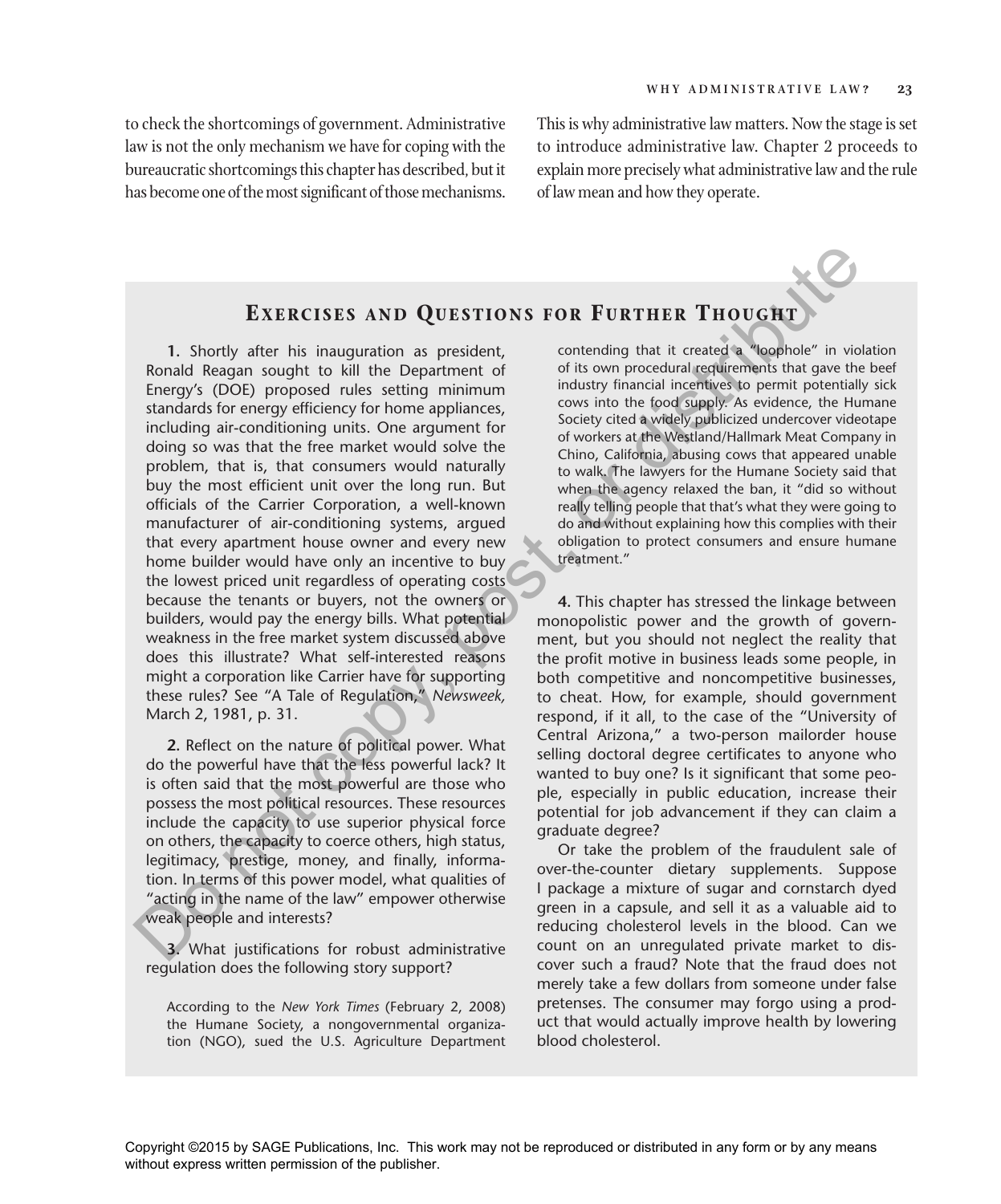to check the shortcomings of government. Administrative law is not the only mechanism we have for coping with the bureaucratic shortcomings this chapter has described, but it has become one of the most significant of those mechanisms. This is why administrative law matters. Now the stage is set to introduce administrative law. Chapter 2 proceeds to explain more precisely what administrative law and the rule of law mean and how they operate.

## Exercises and Questions for Further Thought

**1.** Shortly after his inauguration as president, Ronald Reagan sought to kill the Department of Energy's (DOE) proposed rules setting minimum standards for energy efficiency for home appliances, including air-conditioning units. One argument for doing so was that the free market would solve the problem, that is, that consumers would naturally buy the most efficient unit over the long run. But officials of the Carrier Corporation, a well-known manufacturer of air-conditioning systems, argued that every apartment house owner and every new home builder would have only an incentive to buy the lowest priced unit regardless of operating costs because the tenants or buyers, not the owners or builders, would pay the energy bills. What potential weakness in the free market system discussed above does this illustrate? What self-interested reasons might a corporation like Carrier have for supporting these rules? See "A Tale of Regulation," *Newsweek,* March 2, 1981, p. 31.

**2.** Reflect on the nature of political power. What do the powerful have that the less powerful lack? It is often said that the most powerful are those who possess the most political resources. These resources include the capacity to use superior physical force on others, the capacity to coerce others, high status, legitimacy, prestige, money, and finally, information. In terms of this power model, what qualities of "acting in the name of the law" empower otherwise weak people and interests?

**3.** What justifications for robust administrative regulation does the following story support?

> According to the *New York Times* (February 2, 2008) the Humane Society, a nongovernmental organization (NGO), sued the U.S. Agriculture Department contending that it created a "loophole" in violation of its own procedural requirements that gave the beef industry financial incentives to permit potentially sick cows into the food supply. As evidence, the Humane Society cited a widely publicized undercover videotape of workers at the Westland/Hallmark Meat Company in Chino, California, abusing cows that appeared unable to walk. The lawyers for the Humane Society said that when the agency relaxed the ban, it "did so without really telling people that that's what they were going to do and without explaining how this complies with their obligation to protect consumers and ensure humane treatment."

**4.** This chapter has stressed the linkage between monopolistic power and the growth of government, but you should not neglect the reality that the profit motive in business leads some people, in both competitive and noncompetitive businesses, to cheat. How, for example, should government respond, if it all, to the case of the "University of Central Arizona," a two-person mailorder house selling doctoral degree certificates to anyone who wanted to buy one? Is it significant that some people, especially in public education, increase their potential for job advancement if they can claim a graduate degree?

Or take the problem of the fraudulent sale of over-the-counter dietary supplements. Suppose I package a mixture of sugar and cornstarch dyed green in a capsule, and sell it as a valuable aid to reducing cholesterol levels in the blood. Can we count on an unregulated private market to discover such a fraud? Note that the fraud does not merely take a few dollars from someone under false pretenses. The consumer may forgo using a product that would actually improve health by lowering blood cholesterol.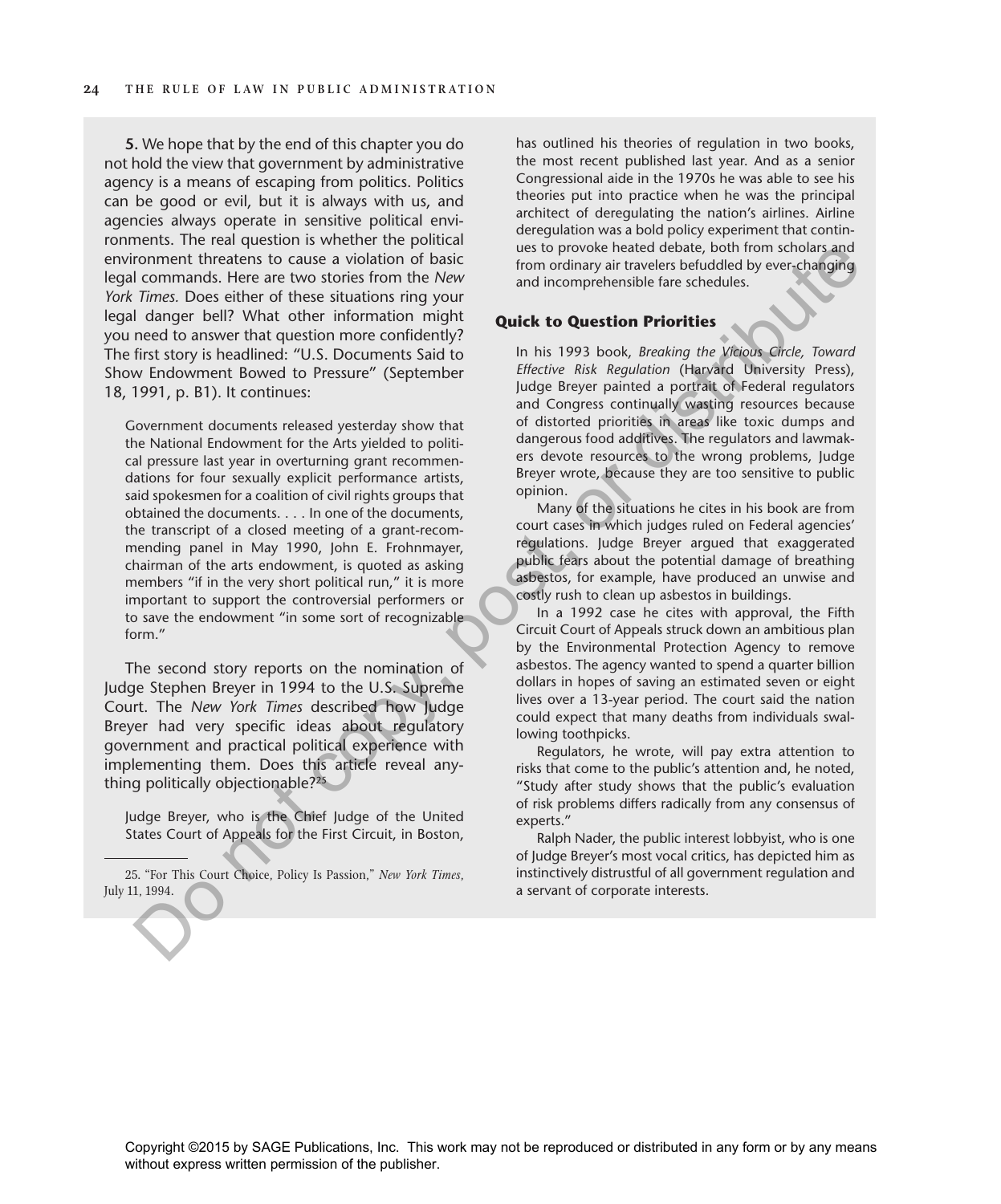**5.** We hope that by the end of this chapter you do not hold the view that government by administrative agency is a means of escaping from politics. Politics can be good or evil, but it is always with us, and agencies always operate in sensitive political environments. The real question is whether the political environment threatens to cause a violation of basic legal commands. Here are two stories from the *New York Times.* Does either of these situations ring your legal danger bell? What other information might you need to answer that question more confidently? The first story is headlined: "U.S. Documents Said to Show Endowment Bowed to Pressure" (September 18, 1991, p. B1). It continues:

> Government documents released yesterday show that the National Endowment for the Arts yielded to political pressure last year in overturning grant recommendations for four sexually explicit performance artists, said spokesmen for a coalition of civil rights groups that obtained the documents. . . . In one of the documents, the transcript of a closed meeting of a grant-recommending panel in May 1990, John E. Frohnmayer, chairman of the arts endowment, is quoted as asking members "if in the very short political run," it is more important to support the controversial performers or to save the endowment "in some sort of recognizable form."

The second story reports on the nomination of Judge Stephen Breyer in 1994 to the U.S. Supreme Court. The *New York Times* described how Judge Breyer had very specific ideas about regulatory government and practical political experience with implementing them. Does this article reveal anything politically objectionable?[25]

> Judge Breyer, who is the Chief Judge of the United States Court of Appeals for the First Circuit, in Boston, has outlined his theories of regulation in two books, the most recent published last year. And as a senior Congressional aide in the 1970s he was able to see his theories put into practice when he was the principal architect of deregulating the nation's airlines. Airline deregulation was a bold policy experiment that continues to provoke heated debate, both from scholars and from ordinary air travelers befuddled by ever-changing and incomprehensible fare schedules.
>
> **Quick to Question Priorities**
>
> In his 1993 book, *Breaking the Vicious Circle, Toward Effective Risk Regulation* (Harvard University Press), Judge Breyer painted a portrait of Federal regulators and Congress continually wasting resources because of distorted priorities in areas like toxic dumps and dangerous food additives. The regulators and lawmakers devote resources to the wrong problems, Judge Breyer wrote, because they are too sensitive to public opinion.
>
> Many of the situations he cites in his book are from court cases in which judges ruled on Federal agencies' regulations. Judge Breyer argued that exaggerated public fears about the potential damage of breathing asbestos, for example, have produced an unwise and costly rush to clean up asbestos in buildings.
>
> In a 1992 case he cites with approval, the Fifth Circuit Court of Appeals struck down an ambitious plan by the Environmental Protection Agency to remove asbestos. The agency wanted to spend a quarter billion dollars in hopes of saving an estimated seven or eight lives over a 13-year period. The court said the nation could expect that many deaths from individuals swallowing toothpicks.
>
> Regulators, he wrote, will pay extra attention to risks that come to the public's attention and, he noted, "Study after study shows that the public's evaluation of risk problems differs radically from any consensus of experts."
>
> Ralph Nader, the public interest lobbyist, who is one of Judge Breyer's most vocal critics, has depicted him as instinctively distrustful of all government regulation and a servant of corporate interests.

---

25. "For This Court Choice, Policy Is Passion," *New York Times*, July 11, 1994.